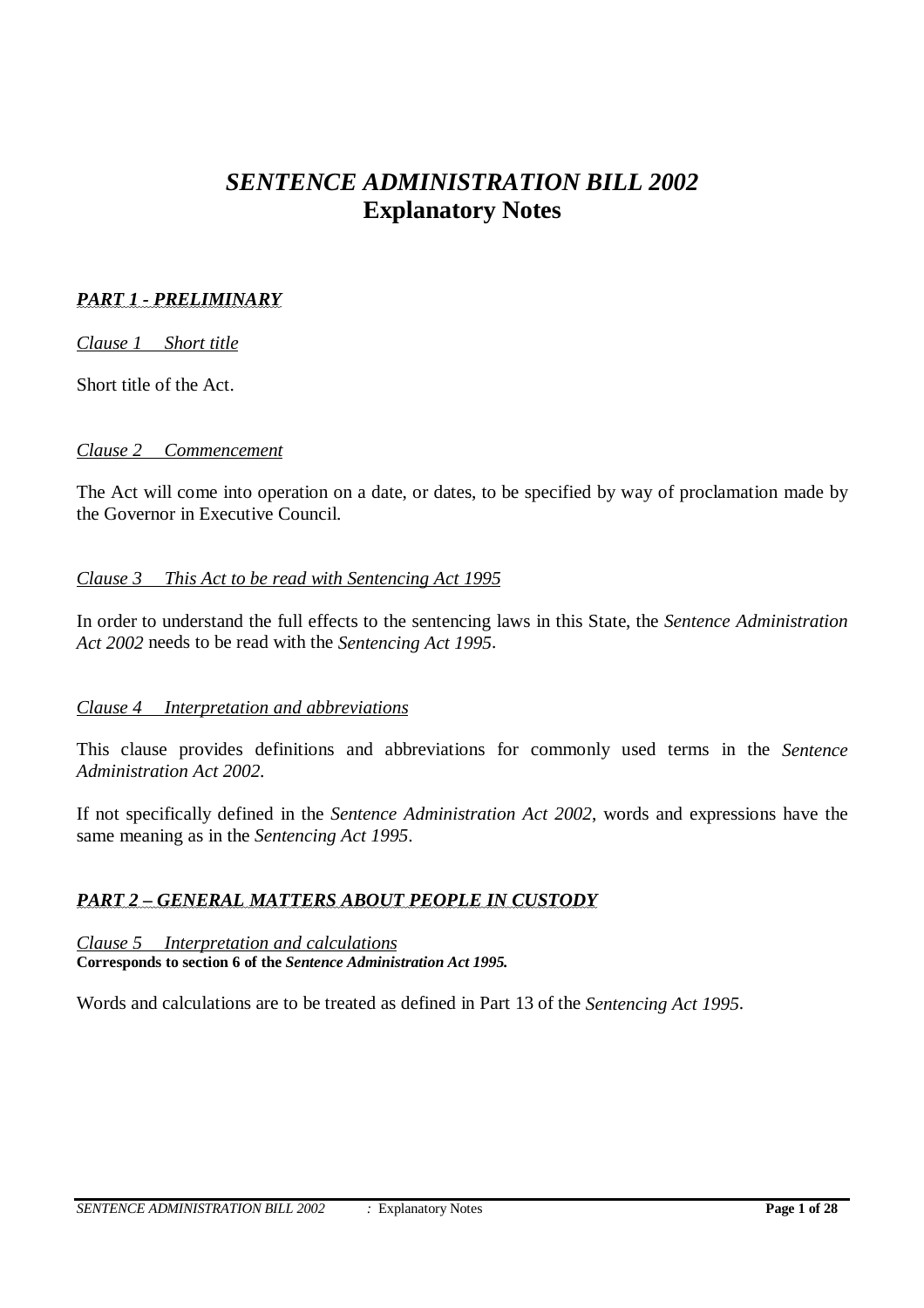# *SENTENCE ADMINISTRATION BILL 2002*
# Explanatory Notes

## *PART 1 - PRELIMINARY*

*Clause 1 Short title*

Short title of the Act.

*Clause 2 Commencement*

The Act will come into operation on a date, or dates, to be specified by way of proclamation made by the Governor in Executive Council.

*Clause 3 This Act to be read with Sentencing Act 1995*

In order to understand the full effects to the sentencing laws in this State, the *Sentence Administration Act 2002* needs to be read with the *Sentencing Act 1995*.

*Clause 4 Interpretation and abbreviations*

This clause provides definitions and abbreviations for commonly used terms in the *Sentence Administration Act 2002*.

If not specifically defined in the *Sentence Administration Act 2002*, words and expressions have the same meaning as in the *Sentencing Act 1995*.

## *PART 2 – GENERAL MATTERS ABOUT PEOPLE IN CUSTODY*

*Clause 5 Interpretation and calculations*
**Corresponds to section 6 of the *Sentence Administration Act 1995.***

Words and calculations are to be treated as defined in Part 13 of the *Sentencing Act 1995*.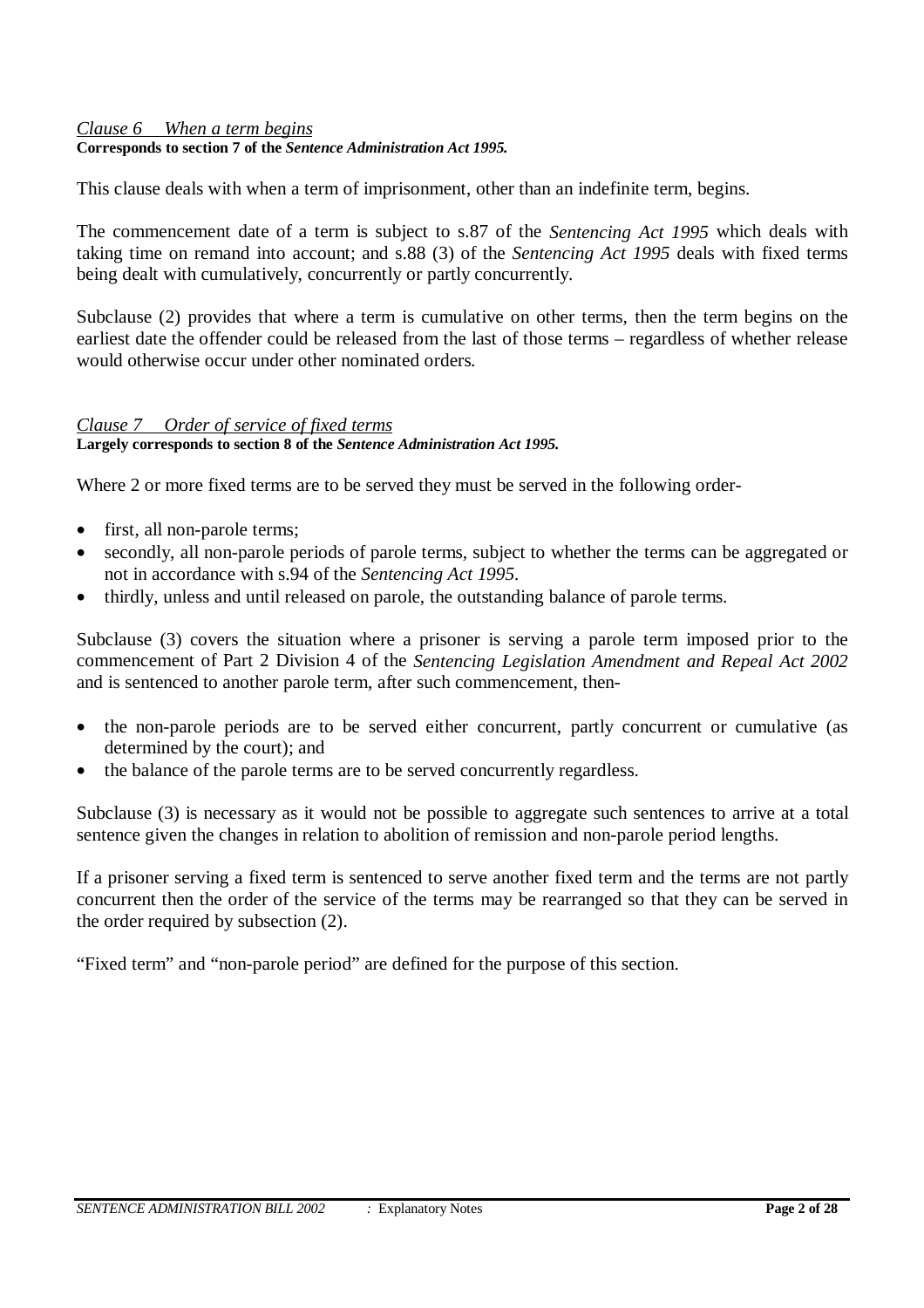*Clause 6 When a term begins*
**Corresponds to section 7 of the *Sentence Administration Act 1995.***

This clause deals with when a term of imprisonment, other than an indefinite term, begins.

The commencement date of a term is subject to s.87 of the *Sentencing Act 1995* which deals with taking time on remand into account; and s.88 (3) of the *Sentencing Act 1995* deals with fixed terms being dealt with cumulatively, concurrently or partly concurrently.

Subclause (2) provides that where a term is cumulative on other terms, then the term begins on the earliest date the offender could be released from the last of those terms – regardless of whether release would otherwise occur under other nominated orders.

*Clause 7 Order of service of fixed terms*
**Largely corresponds to section 8 of the *Sentence Administration Act 1995.***

Where 2 or more fixed terms are to be served they must be served in the following order-

- first, all non-parole terms;
- secondly, all non-parole periods of parole terms, subject to whether the terms can be aggregated or not in accordance with s.94 of the *Sentencing Act 1995*.
- thirdly, unless and until released on parole, the outstanding balance of parole terms.

Subclause (3) covers the situation where a prisoner is serving a parole term imposed prior to the commencement of Part 2 Division 4 of the *Sentencing Legislation Amendment and Repeal Act 2002* and is sentenced to another parole term, after such commencement, then-

- the non-parole periods are to be served either concurrent, partly concurrent or cumulative (as determined by the court); and
- the balance of the parole terms are to be served concurrently regardless.

Subclause (3) is necessary as it would not be possible to aggregate such sentences to arrive at a total sentence given the changes in relation to abolition of remission and non-parole period lengths.

If a prisoner serving a fixed term is sentenced to serve another fixed term and the terms are not partly concurrent then the order of the service of the terms may be rearranged so that they can be served in the order required by subsection (2).

"Fixed term" and "non-parole period" are defined for the purpose of this section.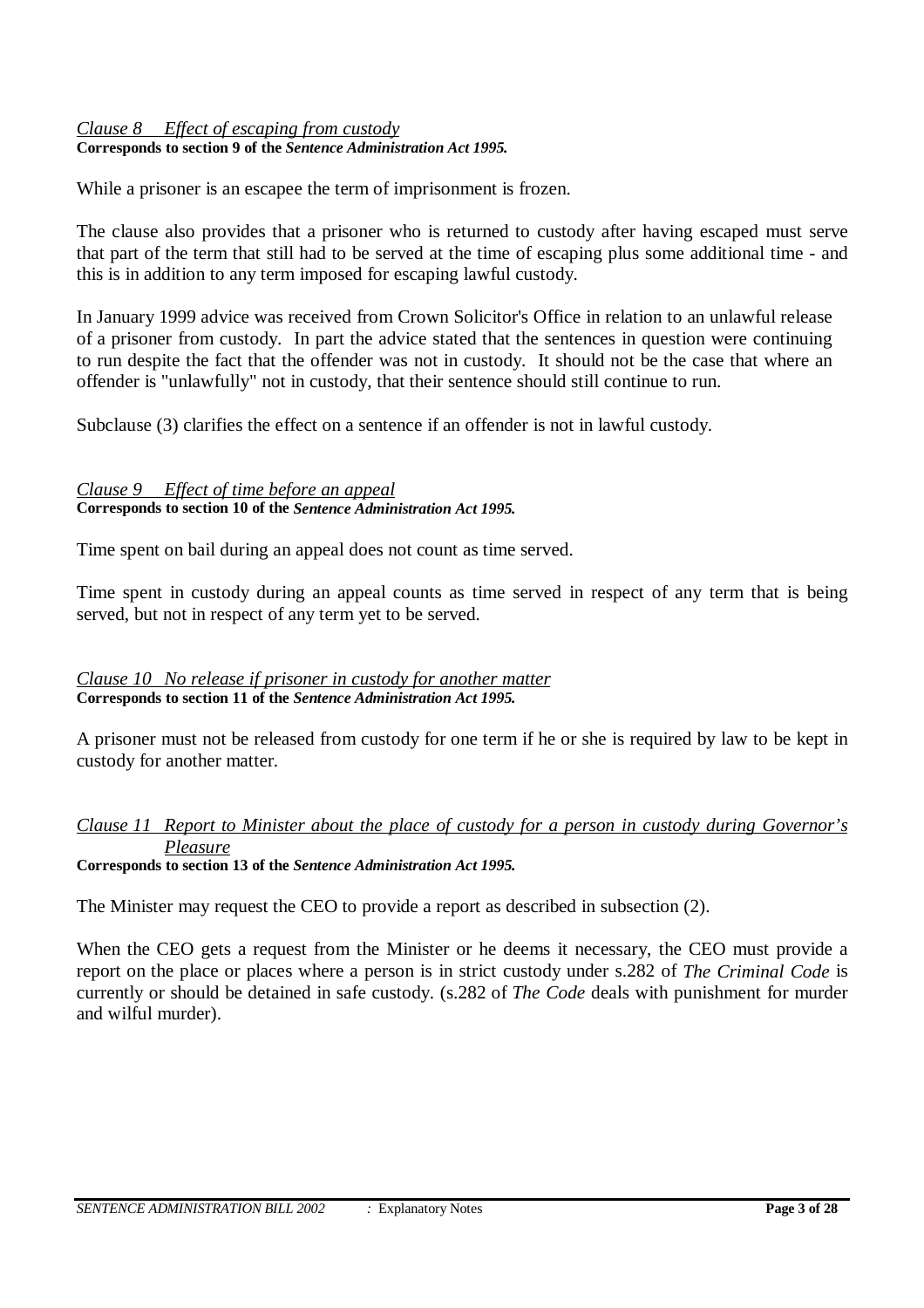*Clause 8 Effect of escaping from custody*
**Corresponds to section 9 of the *Sentence Administration Act 1995.***

While a prisoner is an escapee the term of imprisonment is frozen.

The clause also provides that a prisoner who is returned to custody after having escaped must serve that part of the term that still had to be served at the time of escaping plus some additional time - and this is in addition to any term imposed for escaping lawful custody.

In January 1999 advice was received from Crown Solicitor's Office in relation to an unlawful release of a prisoner from custody. In part the advice stated that the sentences in question were continuing to run despite the fact that the offender was not in custody. It should not be the case that where an offender is "unlawfully" not in custody, that their sentence should still continue to run.

Subclause (3) clarifies the effect on a sentence if an offender is not in lawful custody.

*Clause 9 Effect of time before an appeal*
**Corresponds to section 10 of the *Sentence Administration Act 1995.***

Time spent on bail during an appeal does not count as time served.

Time spent in custody during an appeal counts as time served in respect of any term that is being served, but not in respect of any term yet to be served.

*Clause 10 No release if prisoner in custody for another matter*
**Corresponds to section 11 of the *Sentence Administration Act 1995.***

A prisoner must not be released from custody for one term if he or she is required by law to be kept in custody for another matter.

*Clause 11 Report to Minister about the place of custody for a person in custody during Governor's Pleasure*
**Corresponds to section 13 of the *Sentence Administration Act 1995.***

The Minister may request the CEO to provide a report as described in subsection (2).

When the CEO gets a request from the Minister or he deems it necessary, the CEO must provide a report on the place or places where a person is in strict custody under s.282 of *The Criminal Code* is currently or should be detained in safe custody. (s.282 of *The Code* deals with punishment for murder and wilful murder).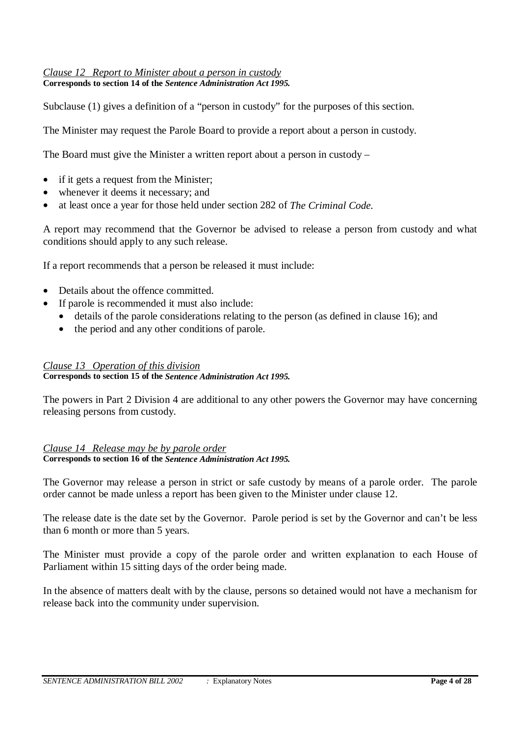*Clause 12 Report to Minister about a person in custody*
**Corresponds to section 14 of the *Sentence Administration Act 1995.***

Subclause (1) gives a definition of a "person in custody" for the purposes of this section.

The Minister may request the Parole Board to provide a report about a person in custody.

The Board must give the Minister a written report about a person in custody –

- if it gets a request from the Minister;
- whenever it deems it necessary; and
- at least once a year for those held under section 282 of *The Criminal Code*.

A report may recommend that the Governor be advised to release a person from custody and what conditions should apply to any such release.

If a report recommends that a person be released it must include:

- Details about the offence committed.
- If parole is recommended it must also include:
  - details of the parole considerations relating to the person (as defined in clause 16); and
  - the period and any other conditions of parole.

*Clause 13 Operation of this division*
**Corresponds to section 15 of the *Sentence Administration Act 1995.***

The powers in Part 2 Division 4 are additional to any other powers the Governor may have concerning releasing persons from custody.

*Clause 14 Release may be by parole order*
**Corresponds to section 16 of the *Sentence Administration Act 1995.***

The Governor may release a person in strict or safe custody by means of a parole order. The parole order cannot be made unless a report has been given to the Minister under clause 12.

The release date is the date set by the Governor. Parole period is set by the Governor and can't be less than 6 month or more than 5 years.

The Minister must provide a copy of the parole order and written explanation to each House of Parliament within 15 sitting days of the order being made.

In the absence of matters dealt with by the clause, persons so detained would not have a mechanism for release back into the community under supervision.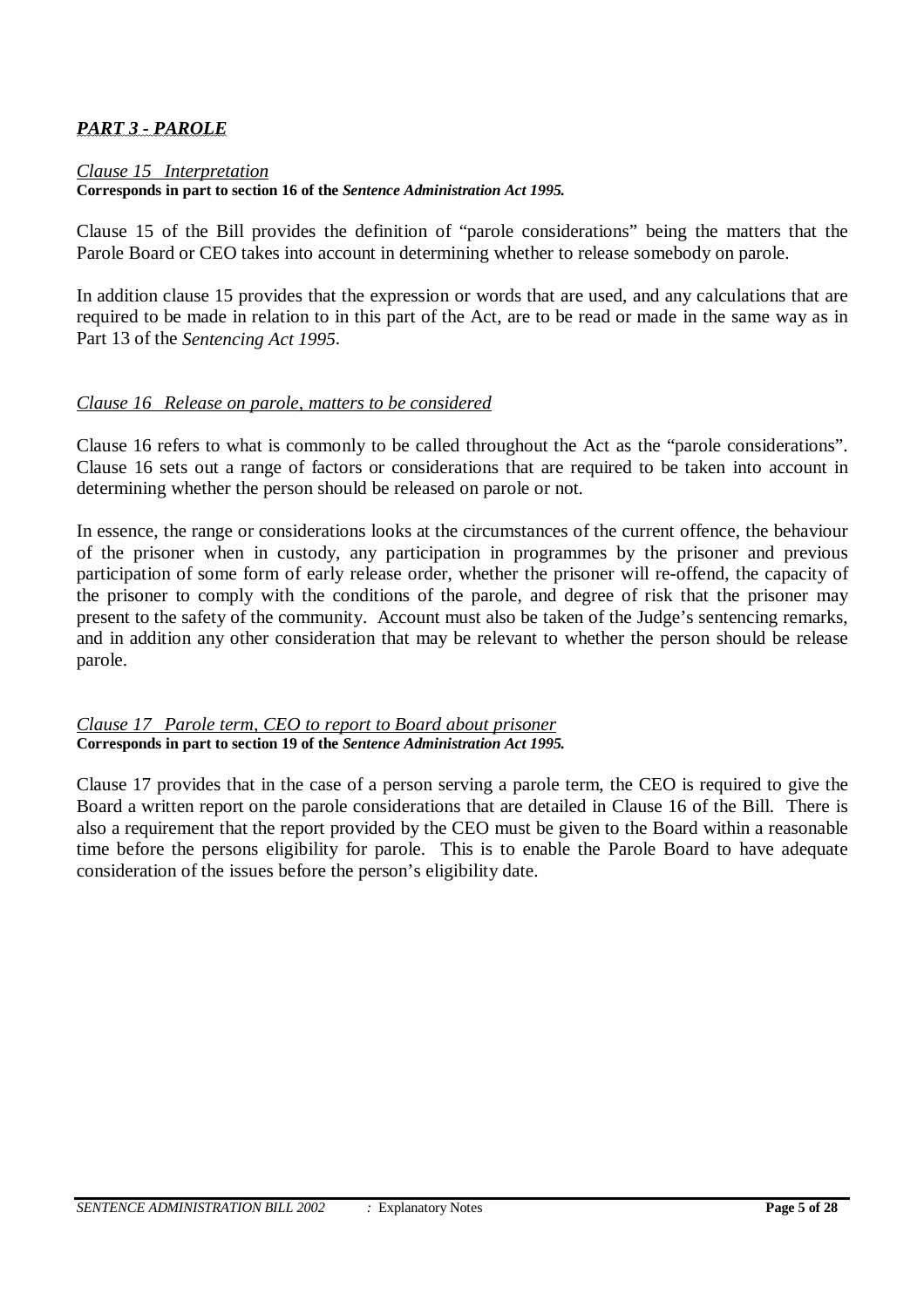## ***PART 3 - PAROLE***

*Clause 15 Interpretation*
**Corresponds in part to section 16 of the *Sentence Administration Act 1995.***

Clause 15 of the Bill provides the definition of "parole considerations" being the matters that the Parole Board or CEO takes into account in determining whether to release somebody on parole.

In addition clause 15 provides that the expression or words that are used, and any calculations that are required to be made in relation to in this part of the Act, are to be read or made in the same way as in Part 13 of the *Sentencing Act 1995*.

*Clause 16 Release on parole, matters to be considered*

Clause 16 refers to what is commonly to be called throughout the Act as the "parole considerations". Clause 16 sets out a range of factors or considerations that are required to be taken into account in determining whether the person should be released on parole or not.

In essence, the range or considerations looks at the circumstances of the current offence, the behaviour of the prisoner when in custody, any participation in programmes by the prisoner and previous participation of some form of early release order, whether the prisoner will re-offend, the capacity of the prisoner to comply with the conditions of the parole, and degree of risk that the prisoner may present to the safety of the community. Account must also be taken of the Judge's sentencing remarks, and in addition any other consideration that may be relevant to whether the person should be release parole.

*Clause 17 Parole term, CEO to report to Board about prisoner*
**Corresponds in part to section 19 of the *Sentence Administration Act 1995.***

Clause 17 provides that in the case of a person serving a parole term, the CEO is required to give the Board a written report on the parole considerations that are detailed in Clause 16 of the Bill. There is also a requirement that the report provided by the CEO must be given to the Board within a reasonable time before the persons eligibility for parole. This is to enable the Parole Board to have adequate consideration of the issues before the person's eligibility date.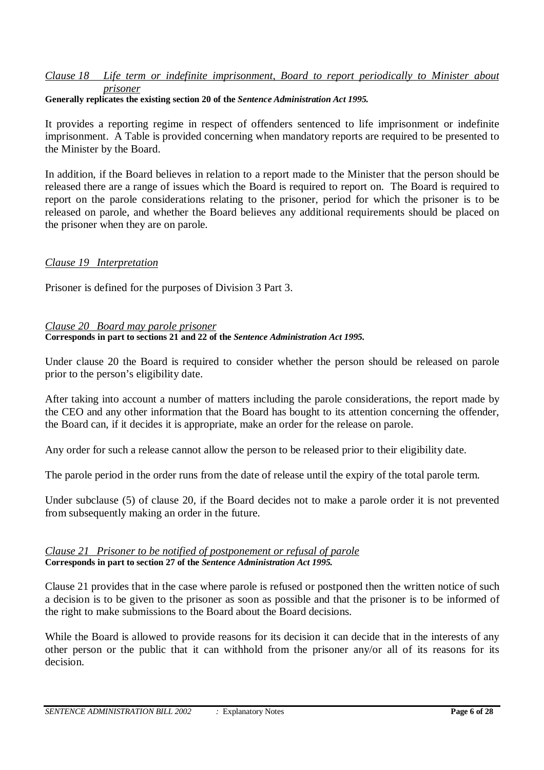*Clause 18 Life term or indefinite imprisonment, Board to report periodically to Minister about prisoner*

**Generally replicates the existing section 20 of the *Sentence Administration Act 1995.***

It provides a reporting regime in respect of offenders sentenced to life imprisonment or indefinite imprisonment. A Table is provided concerning when mandatory reports are required to be presented to the Minister by the Board.

In addition, if the Board believes in relation to a report made to the Minister that the person should be released there are a range of issues which the Board is required to report on. The Board is required to report on the parole considerations relating to the prisoner, period for which the prisoner is to be released on parole, and whether the Board believes any additional requirements should be placed on the prisoner when they are on parole.

*Clause 19 Interpretation*

Prisoner is defined for the purposes of Division 3 Part 3.

*Clause 20 Board may parole prisoner*

**Corresponds in part to sections 21 and 22 of the *Sentence Administration Act 1995.***

Under clause 20 the Board is required to consider whether the person should be released on parole prior to the person's eligibility date.

After taking into account a number of matters including the parole considerations, the report made by the CEO and any other information that the Board has bought to its attention concerning the offender, the Board can, if it decides it is appropriate, make an order for the release on parole.

Any order for such a release cannot allow the person to be released prior to their eligibility date.

The parole period in the order runs from the date of release until the expiry of the total parole term.

Under subclause (5) of clause 20, if the Board decides not to make a parole order it is not prevented from subsequently making an order in the future.

*Clause 21 Prisoner to be notified of postponement or refusal of parole*

**Corresponds in part to section 27 of the *Sentence Administration Act 1995.***

Clause 21 provides that in the case where parole is refused or postponed then the written notice of such a decision is to be given to the prisoner as soon as possible and that the prisoner is to be informed of the right to make submissions to the Board about the Board decisions.

While the Board is allowed to provide reasons for its decision it can decide that in the interests of any other person or the public that it can withhold from the prisoner any/or all of its reasons for its decision.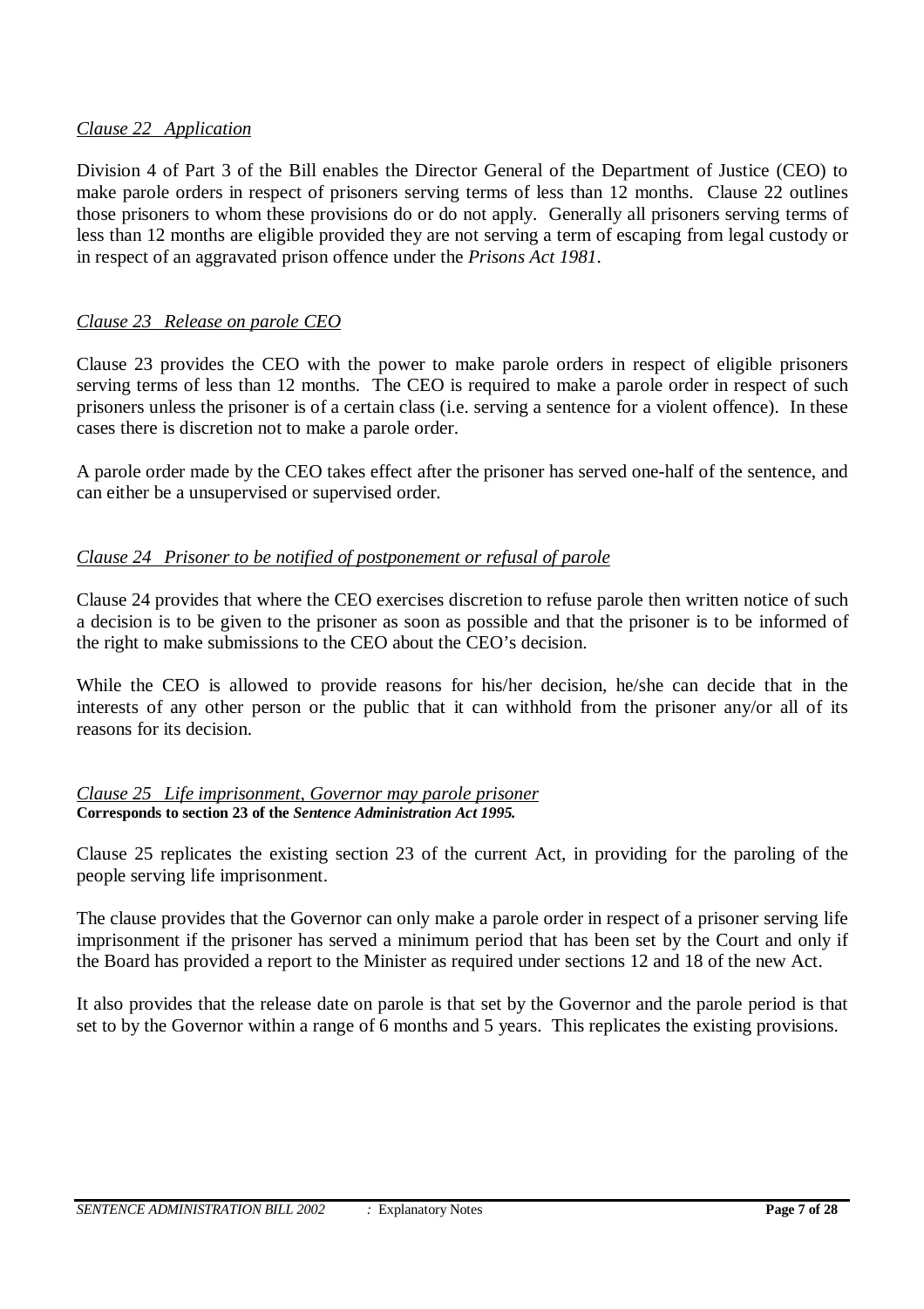*Clause 22 Application*

Division 4 of Part 3 of the Bill enables the Director General of the Department of Justice (CEO) to make parole orders in respect of prisoners serving terms of less than 12 months. Clause 22 outlines those prisoners to whom these provisions do or do not apply. Generally all prisoners serving terms of less than 12 months are eligible provided they are not serving a term of escaping from legal custody or in respect of an aggravated prison offence under the *Prisons Act 1981*.

*Clause 23 Release on parole CEO*

Clause 23 provides the CEO with the power to make parole orders in respect of eligible prisoners serving terms of less than 12 months. The CEO is required to make a parole order in respect of such prisoners unless the prisoner is of a certain class (i.e. serving a sentence for a violent offence). In these cases there is discretion not to make a parole order.

A parole order made by the CEO takes effect after the prisoner has served one-half of the sentence, and can either be a unsupervised or supervised order.

*Clause 24 Prisoner to be notified of postponement or refusal of parole*

Clause 24 provides that where the CEO exercises discretion to refuse parole then written notice of such a decision is to be given to the prisoner as soon as possible and that the prisoner is to be informed of the right to make submissions to the CEO about the CEO's decision.

While the CEO is allowed to provide reasons for his/her decision, he/she can decide that in the interests of any other person or the public that it can withhold from the prisoner any/or all of its reasons for its decision.

*Clause 25 Life imprisonment, Governor may parole prisoner*
**Corresponds to section 23 of the *Sentence Administration Act 1995.***

Clause 25 replicates the existing section 23 of the current Act, in providing for the paroling of the people serving life imprisonment.

The clause provides that the Governor can only make a parole order in respect of a prisoner serving life imprisonment if the prisoner has served a minimum period that has been set by the Court and only if the Board has provided a report to the Minister as required under sections 12 and 18 of the new Act.

It also provides that the release date on parole is that set by the Governor and the parole period is that set to by the Governor within a range of 6 months and 5 years. This replicates the existing provisions.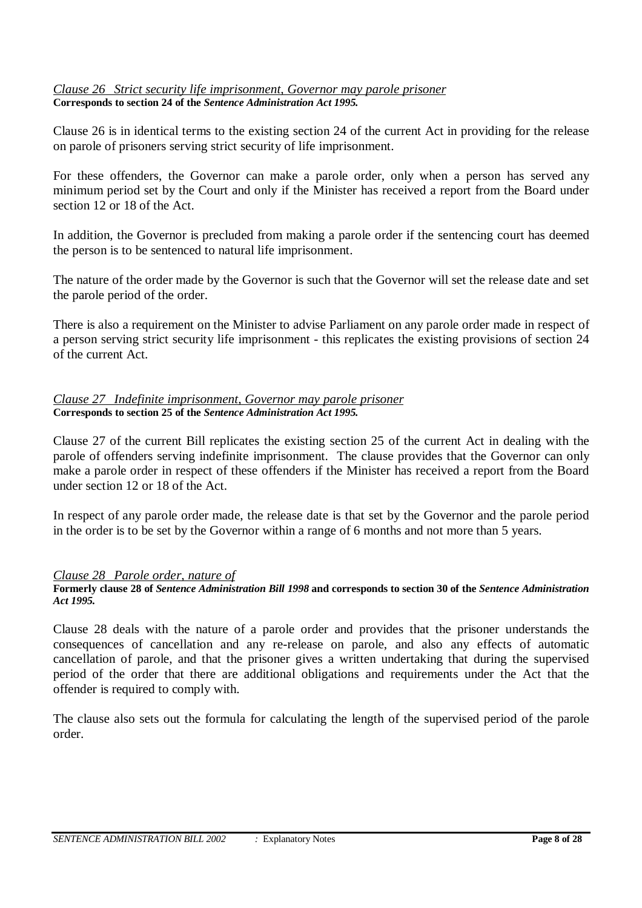*Clause 26 Strict security life imprisonment, Governor may parole prisoner*
**Corresponds to section 24 of the *Sentence Administration Act 1995.***

Clause 26 is in identical terms to the existing section 24 of the current Act in providing for the release on parole of prisoners serving strict security of life imprisonment.

For these offenders, the Governor can make a parole order, only when a person has served any minimum period set by the Court and only if the Minister has received a report from the Board under section 12 or 18 of the Act.

In addition, the Governor is precluded from making a parole order if the sentencing court has deemed the person is to be sentenced to natural life imprisonment.

The nature of the order made by the Governor is such that the Governor will set the release date and set the parole period of the order.

There is also a requirement on the Minister to advise Parliament on any parole order made in respect of a person serving strict security life imprisonment - this replicates the existing provisions of section 24 of the current Act.

*Clause 27 Indefinite imprisonment, Governor may parole prisoner*
**Corresponds to section 25 of the *Sentence Administration Act 1995.***

Clause 27 of the current Bill replicates the existing section 25 of the current Act in dealing with the parole of offenders serving indefinite imprisonment. The clause provides that the Governor can only make a parole order in respect of these offenders if the Minister has received a report from the Board under section 12 or 18 of the Act.

In respect of any parole order made, the release date is that set by the Governor and the parole period in the order is to be set by the Governor within a range of 6 months and not more than 5 years.

*Clause 28 Parole order, nature of*
**Formerly clause 28 of *Sentence Administration Bill 1998* and corresponds to section 30 of the *Sentence Administration Act 1995.***

Clause 28 deals with the nature of a parole order and provides that the prisoner understands the consequences of cancellation and any re-release on parole, and also any effects of automatic cancellation of parole, and that the prisoner gives a written undertaking that during the supervised period of the order that there are additional obligations and requirements under the Act that the offender is required to comply with.

The clause also sets out the formula for calculating the length of the supervised period of the parole order.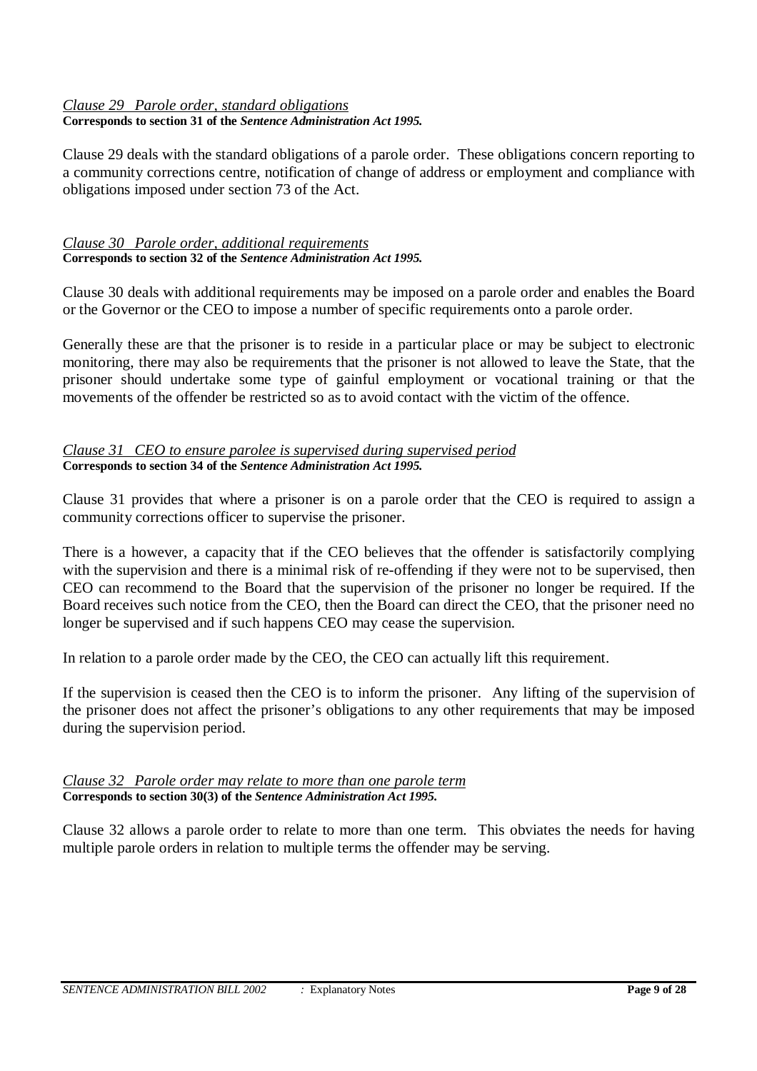*Clause 29 Parole order, standard obligations*
**Corresponds to section 31 of the *Sentence Administration Act 1995.***

Clause 29 deals with the standard obligations of a parole order. These obligations concern reporting to a community corrections centre, notification of change of address or employment and compliance with obligations imposed under section 73 of the Act.

*Clause 30 Parole order, additional requirements*
**Corresponds to section 32 of the *Sentence Administration Act 1995.***

Clause 30 deals with additional requirements may be imposed on a parole order and enables the Board or the Governor or the CEO to impose a number of specific requirements onto a parole order.

Generally these are that the prisoner is to reside in a particular place or may be subject to electronic monitoring, there may also be requirements that the prisoner is not allowed to leave the State, that the prisoner should undertake some type of gainful employment or vocational training or that the movements of the offender be restricted so as to avoid contact with the victim of the offence.

*Clause 31 CEO to ensure parolee is supervised during supervised period*
**Corresponds to section 34 of the *Sentence Administration Act 1995.***

Clause 31 provides that where a prisoner is on a parole order that the CEO is required to assign a community corrections officer to supervise the prisoner.

There is a however, a capacity that if the CEO believes that the offender is satisfactorily complying with the supervision and there is a minimal risk of re-offending if they were not to be supervised, then CEO can recommend to the Board that the supervision of the prisoner no longer be required. If the Board receives such notice from the CEO, then the Board can direct the CEO, that the prisoner need no longer be supervised and if such happens CEO may cease the supervision.

In relation to a parole order made by the CEO, the CEO can actually lift this requirement.

If the supervision is ceased then the CEO is to inform the prisoner. Any lifting of the supervision of the prisoner does not affect the prisoner's obligations to any other requirements that may be imposed during the supervision period.

*Clause 32 Parole order may relate to more than one parole term*
**Corresponds to section 30(3) of the *Sentence Administration Act 1995.***

Clause 32 allows a parole order to relate to more than one term. This obviates the needs for having multiple parole orders in relation to multiple terms the offender may be serving.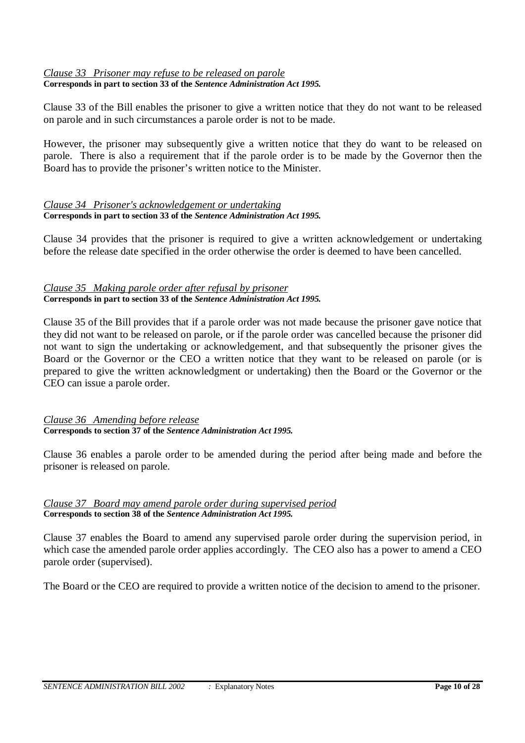*Clause 33 Prisoner may refuse to be released on parole*
**Corresponds in part to section 33 of the *Sentence Administration Act 1995.***

Clause 33 of the Bill enables the prisoner to give a written notice that they do not want to be released on parole and in such circumstances a parole order is not to be made.

However, the prisoner may subsequently give a written notice that they do want to be released on parole. There is also a requirement that if the parole order is to be made by the Governor then the Board has to provide the prisoner's written notice to the Minister.

*Clause 34 Prisoner's acknowledgement or undertaking*
**Corresponds in part to section 33 of the *Sentence Administration Act 1995.***

Clause 34 provides that the prisoner is required to give a written acknowledgement or undertaking before the release date specified in the order otherwise the order is deemed to have been cancelled.

*Clause 35 Making parole order after refusal by prisoner*
**Corresponds in part to section 33 of the *Sentence Administration Act 1995.***

Clause 35 of the Bill provides that if a parole order was not made because the prisoner gave notice that they did not want to be released on parole, or if the parole order was cancelled because the prisoner did not want to sign the undertaking or acknowledgement, and that subsequently the prisoner gives the Board or the Governor or the CEO a written notice that they want to be released on parole (or is prepared to give the written acknowledgment or undertaking) then the Board or the Governor or the CEO can issue a parole order.

*Clause 36 Amending before release*
**Corresponds to section 37 of the *Sentence Administration Act 1995.***

Clause 36 enables a parole order to be amended during the period after being made and before the prisoner is released on parole.

*Clause 37 Board may amend parole order during supervised period*
**Corresponds to section 38 of the *Sentence Administration Act 1995.***

Clause 37 enables the Board to amend any supervised parole order during the supervision period, in which case the amended parole order applies accordingly. The CEO also has a power to amend a CEO parole order (supervised).

The Board or the CEO are required to provide a written notice of the decision to amend to the prisoner.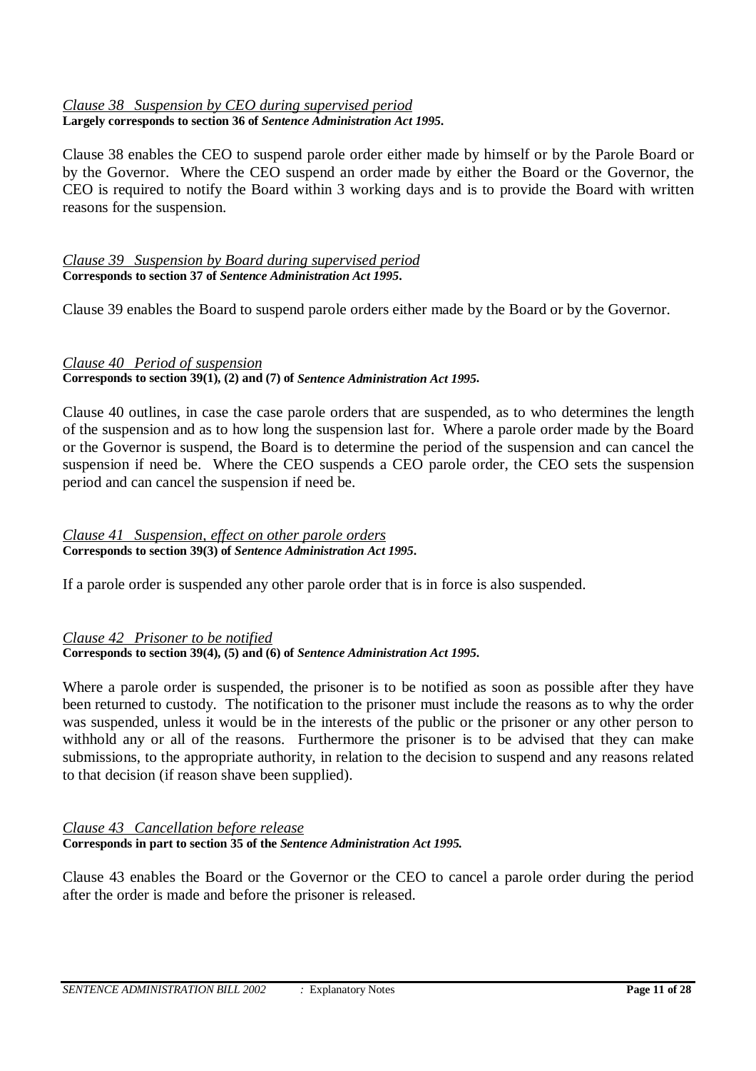*Clause 38 Suspension by CEO during supervised period*
**Largely corresponds to section 36 of *Sentence Administration Act 1995*.**

Clause 38 enables the CEO to suspend parole order either made by himself or by the Parole Board or by the Governor. Where the CEO suspend an order made by either the Board or the Governor, the CEO is required to notify the Board within 3 working days and is to provide the Board with written reasons for the suspension.

*Clause 39 Suspension by Board during supervised period*
**Corresponds to section 37 of *Sentence Administration Act 1995*.**

Clause 39 enables the Board to suspend parole orders either made by the Board or by the Governor.

*Clause 40 Period of suspension*
**Corresponds to section 39(1), (2) and (7) of *Sentence Administration Act 1995*.**

Clause 40 outlines, in case the case parole orders that are suspended, as to who determines the length of the suspension and as to how long the suspension last for. Where a parole order made by the Board or the Governor is suspend, the Board is to determine the period of the suspension and can cancel the suspension if need be. Where the CEO suspends a CEO parole order, the CEO sets the suspension period and can cancel the suspension if need be.

*Clause 41 Suspension, effect on other parole orders*
**Corresponds to section 39(3) of *Sentence Administration Act 1995*.**

If a parole order is suspended any other parole order that is in force is also suspended.

*Clause 42 Prisoner to be notified*
**Corresponds to section 39(4), (5) and (6) of *Sentence Administration Act 1995*.**

Where a parole order is suspended, the prisoner is to be notified as soon as possible after they have been returned to custody. The notification to the prisoner must include the reasons as to why the order was suspended, unless it would be in the interests of the public or the prisoner or any other person to withhold any or all of the reasons. Furthermore the prisoner is to be advised that they can make submissions, to the appropriate authority, in relation to the decision to suspend and any reasons related to that decision (if reason shave been supplied).

*Clause 43 Cancellation before release*
**Corresponds in part to section 35 of the *Sentence Administration Act 1995*.**

Clause 43 enables the Board or the Governor or the CEO to cancel a parole order during the period after the order is made and before the prisoner is released.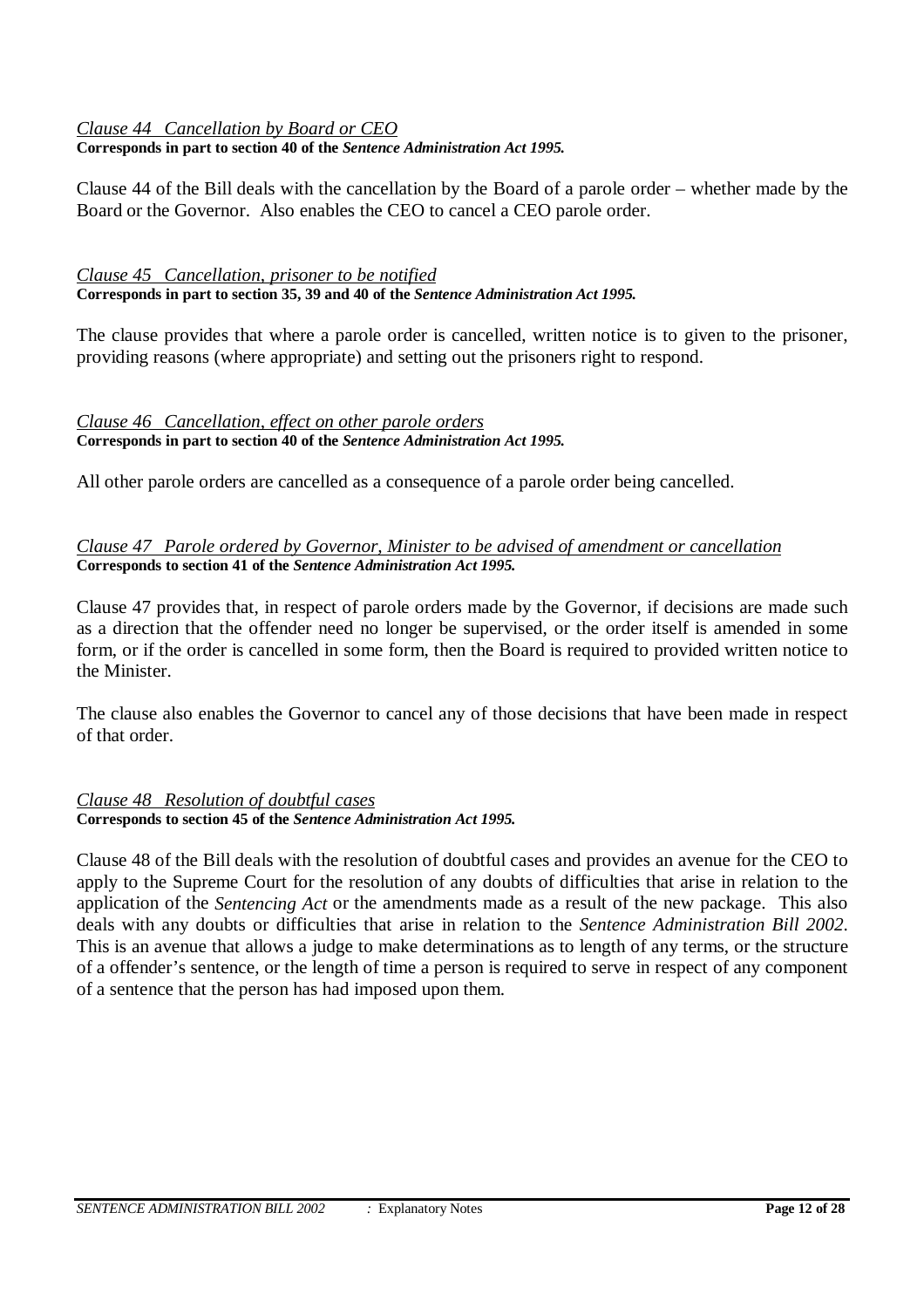*Clause 44 Cancellation by Board or CEO*
**Corresponds in part to section 40 of the *Sentence Administration Act 1995.***

Clause 44 of the Bill deals with the cancellation by the Board of a parole order – whether made by the Board or the Governor. Also enables the CEO to cancel a CEO parole order.

*Clause 45 Cancellation, prisoner to be notified*
**Corresponds in part to section 35, 39 and 40 of the *Sentence Administration Act 1995.***

The clause provides that where a parole order is cancelled, written notice is to given to the prisoner, providing reasons (where appropriate) and setting out the prisoners right to respond.

*Clause 46 Cancellation, effect on other parole orders*
**Corresponds in part to section 40 of the *Sentence Administration Act 1995.***

All other parole orders are cancelled as a consequence of a parole order being cancelled.

*Clause 47 Parole ordered by Governor, Minister to be advised of amendment or cancellation*
**Corresponds to section 41 of the *Sentence Administration Act 1995.***

Clause 47 provides that, in respect of parole orders made by the Governor, if decisions are made such as a direction that the offender need no longer be supervised, or the order itself is amended in some form, or if the order is cancelled in some form, then the Board is required to provided written notice to the Minister.

The clause also enables the Governor to cancel any of those decisions that have been made in respect of that order.

*Clause 48 Resolution of doubtful cases*
**Corresponds to section 45 of the *Sentence Administration Act 1995.***

Clause 48 of the Bill deals with the resolution of doubtful cases and provides an avenue for the CEO to apply to the Supreme Court for the resolution of any doubts of difficulties that arise in relation to the application of the *Sentencing Act* or the amendments made as a result of the new package. This also deals with any doubts or difficulties that arise in relation to the *Sentence Administration Bill 2002*. This is an avenue that allows a judge to make determinations as to length of any terms, or the structure of a offender's sentence, or the length of time a person is required to serve in respect of any component of a sentence that the person has had imposed upon them.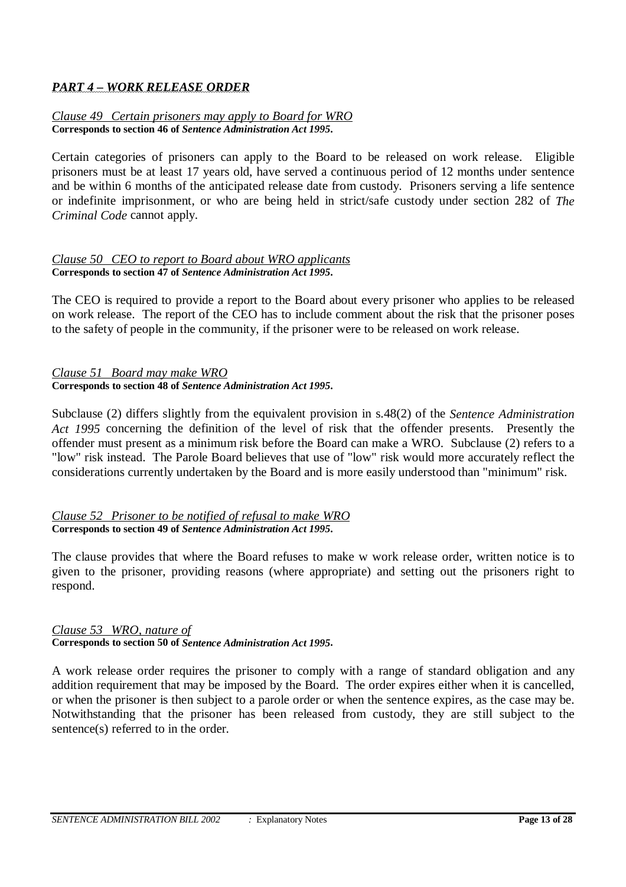## *PART 4 – WORK RELEASE ORDER*

*Clause 49 Certain prisoners may apply to Board for WRO*
**Corresponds to section 46 of *Sentence Administration Act 1995*.**

Certain categories of prisoners can apply to the Board to be released on work release. Eligible prisoners must be at least 17 years old, have served a continuous period of 12 months under sentence and be within 6 months of the anticipated release date from custody. Prisoners serving a life sentence or indefinite imprisonment, or who are being held in strict/safe custody under section 282 of *The Criminal Code* cannot apply.

*Clause 50 CEO to report to Board about WRO applicants*
**Corresponds to section 47 of *Sentence Administration Act 1995*.**

The CEO is required to provide a report to the Board about every prisoner who applies to be released on work release. The report of the CEO has to include comment about the risk that the prisoner poses to the safety of people in the community, if the prisoner were to be released on work release.

*Clause 51 Board may make WRO*
**Corresponds to section 48 of *Sentence Administration Act 1995*.**

Subclause (2) differs slightly from the equivalent provision in s.48(2) of the *Sentence Administration Act 1995* concerning the definition of the level of risk that the offender presents. Presently the offender must present as a minimum risk before the Board can make a WRO. Subclause (2) refers to a "low" risk instead. The Parole Board believes that use of "low" risk would more accurately reflect the considerations currently undertaken by the Board and is more easily understood than "minimum" risk.

*Clause 52 Prisoner to be notified of refusal to make WRO*
**Corresponds to section 49 of *Sentence Administration Act 1995*.**

The clause provides that where the Board refuses to make w work release order, written notice is to given to the prisoner, providing reasons (where appropriate) and setting out the prisoners right to respond.

*Clause 53 WRO, nature of*
**Corresponds to section 50 of *Sentence Administration Act 1995*.**

A work release order requires the prisoner to comply with a range of standard obligation and any addition requirement that may be imposed by the Board. The order expires either when it is cancelled, or when the prisoner is then subject to a parole order or when the sentence expires, as the case may be. Notwithstanding that the prisoner has been released from custody, they are still subject to the sentence(s) referred to in the order.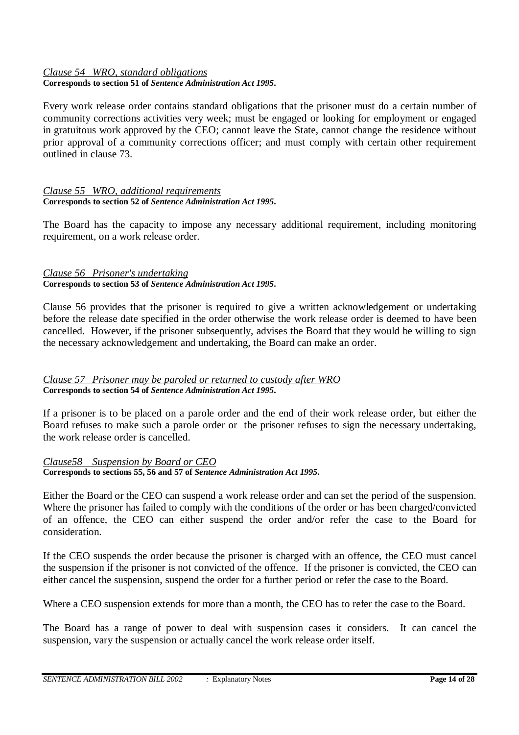*Clause 54   WRO, standard obligations*
**Corresponds to section 51 of *Sentence Administration Act 1995*.**

Every work release order contains standard obligations that the prisoner must do a certain number of community corrections activities very week; must be engaged or looking for employment or engaged in gratuitous work approved by the CEO; cannot leave the State, cannot change the residence without prior approval of a community corrections officer; and must comply with certain other requirement outlined in clause 73.

*Clause 55   WRO, additional requirements*
**Corresponds to section 52 of *Sentence Administration Act 1995*.**

The Board has the capacity to impose any necessary additional requirement, including monitoring requirement, on a work release order.

*Clause 56   Prisoner's undertaking*
**Corresponds to section 53 of *Sentence Administration Act 1995*.**

Clause 56 provides that the prisoner is required to give a written acknowledgement or undertaking before the release date specified in the order otherwise the work release order is deemed to have been cancelled. However, if the prisoner subsequently, advises the Board that they would be willing to sign the necessary acknowledgement and undertaking, the Board can make an order.

*Clause 57   Prisoner may be paroled or returned to custody after WRO*
**Corresponds to section 54 of *Sentence Administration Act 1995*.**

If a prisoner is to be placed on a parole order and the end of their work release order, but either the Board refuses to make such a parole order or the prisoner refuses to sign the necessary undertaking, the work release order is cancelled.

*Clause58   Suspension by Board or CEO*
**Corresponds to sections 55, 56 and 57 of *Sentence Administration Act 1995*.**

Either the Board or the CEO can suspend a work release order and can set the period of the suspension. Where the prisoner has failed to comply with the conditions of the order or has been charged/convicted of an offence, the CEO can either suspend the order and/or refer the case to the Board for consideration.

If the CEO suspends the order because the prisoner is charged with an offence, the CEO must cancel the suspension if the prisoner is not convicted of the offence. If the prisoner is convicted, the CEO can either cancel the suspension, suspend the order for a further period or refer the case to the Board.

Where a CEO suspension extends for more than a month, the CEO has to refer the case to the Board.

The Board has a range of power to deal with suspension cases it considers. It can cancel the suspension, vary the suspension or actually cancel the work release order itself.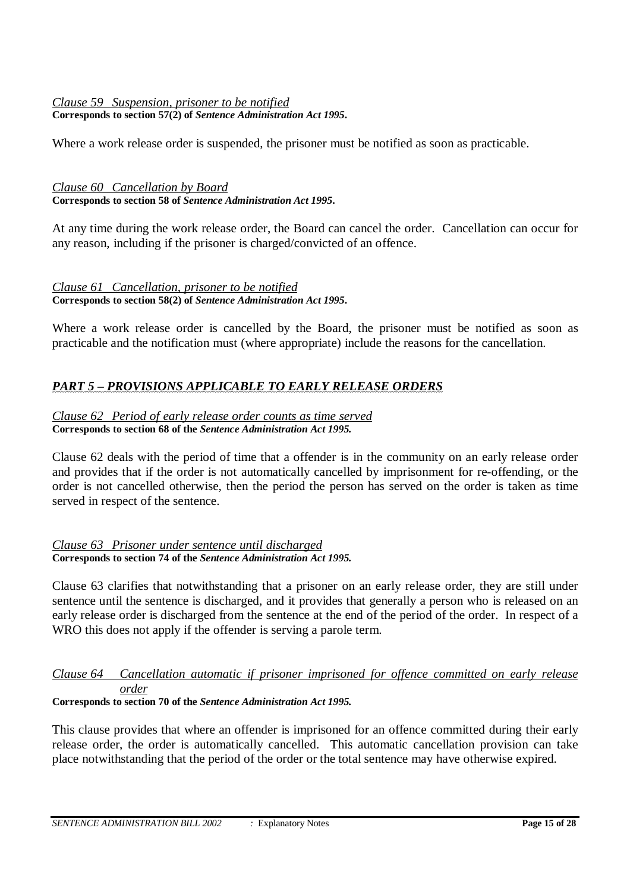*Clause 59 Suspension, prisoner to be notified*
**Corresponds to section 57(2) of *Sentence Administration Act 1995*.**

Where a work release order is suspended, the prisoner must be notified as soon as practicable.

*Clause 60 Cancellation by Board*
**Corresponds to section 58 of *Sentence Administration Act 1995*.**

At any time during the work release order, the Board can cancel the order. Cancellation can occur for any reason, including if the prisoner is charged/convicted of an offence.

*Clause 61 Cancellation, prisoner to be notified*
**Corresponds to section 58(2) of *Sentence Administration Act 1995*.**

Where a work release order is cancelled by the Board, the prisoner must be notified as soon as practicable and the notification must (where appropriate) include the reasons for the cancellation.

## *PART 5 – PROVISIONS APPLICABLE TO EARLY RELEASE ORDERS*

*Clause 62 Period of early release order counts as time served*
**Corresponds to section 68 of the *Sentence Administration Act 1995.***

Clause 62 deals with the period of time that a offender is in the community on an early release order and provides that if the order is not automatically cancelled by imprisonment for re-offending, or the order is not cancelled otherwise, then the period the person has served on the order is taken as time served in respect of the sentence.

*Clause 63 Prisoner under sentence until discharged*
**Corresponds to section 74 of the *Sentence Administration Act 1995.***

Clause 63 clarifies that notwithstanding that a prisoner on an early release order, they are still under sentence until the sentence is discharged, and it provides that generally a person who is released on an early release order is discharged from the sentence at the end of the period of the order. In respect of a WRO this does not apply if the offender is serving a parole term.

*Clause 64 Cancellation automatic if prisoner imprisoned for offence committed on early release order*
**Corresponds to section 70 of the *Sentence Administration Act 1995.***

This clause provides that where an offender is imprisoned for an offence committed during their early release order, the order is automatically cancelled. This automatic cancellation provision can take place notwithstanding that the period of the order or the total sentence may have otherwise expired.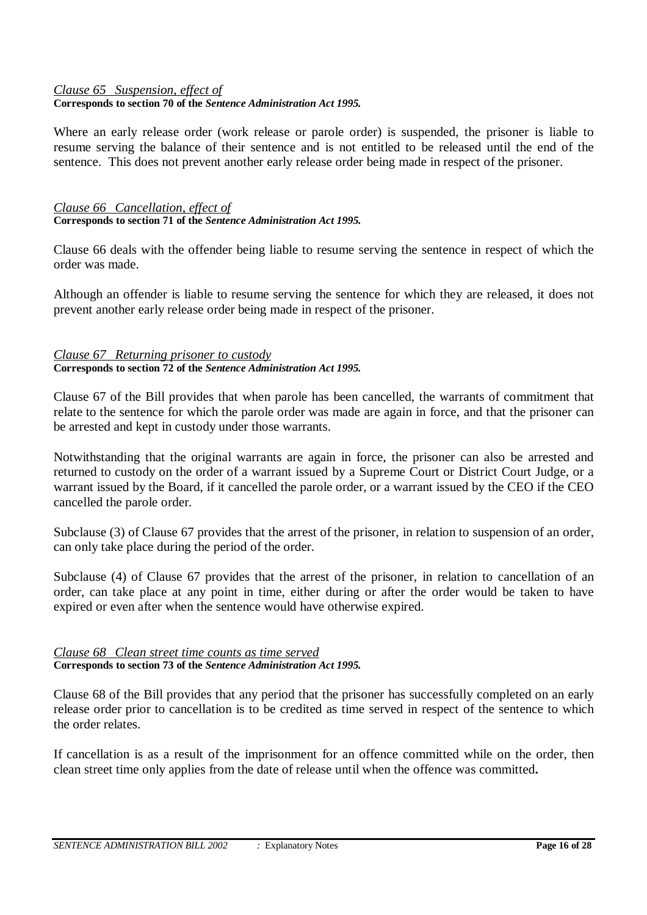### *Clause 65 Suspension, effect of*

**Corresponds to section 70 of the *Sentence Administration Act 1995.***

Where an early release order (work release or parole order) is suspended, the prisoner is liable to resume serving the balance of their sentence and is not entitled to be released until the end of the sentence. This does not prevent another early release order being made in respect of the prisoner.

### *Clause 66 Cancellation, effect of*

**Corresponds to section 71 of the *Sentence Administration Act 1995.***

Clause 66 deals with the offender being liable to resume serving the sentence in respect of which the order was made.

Although an offender is liable to resume serving the sentence for which they are released, it does not prevent another early release order being made in respect of the prisoner.

### *Clause 67 Returning prisoner to custody*

**Corresponds to section 72 of the *Sentence Administration Act 1995.***

Clause 67 of the Bill provides that when parole has been cancelled, the warrants of commitment that relate to the sentence for which the parole order was made are again in force, and that the prisoner can be arrested and kept in custody under those warrants.

Notwithstanding that the original warrants are again in force, the prisoner can also be arrested and returned to custody on the order of a warrant issued by a Supreme Court or District Court Judge, or a warrant issued by the Board, if it cancelled the parole order, or a warrant issued by the CEO if the CEO cancelled the parole order.

Subclause (3) of Clause 67 provides that the arrest of the prisoner, in relation to suspension of an order, can only take place during the period of the order.

Subclause (4) of Clause 67 provides that the arrest of the prisoner, in relation to cancellation of an order, can take place at any point in time, either during or after the order would be taken to have expired or even after when the sentence would have otherwise expired.

### *Clause 68 Clean street time counts as time served*

**Corresponds to section 73 of the *Sentence Administration Act 1995.***

Clause 68 of the Bill provides that any period that the prisoner has successfully completed on an early release order prior to cancellation is to be credited as time served in respect of the sentence to which the order relates.

If cancellation is as a result of the imprisonment for an offence committed while on the order, then clean street time only applies from the date of release until when the offence was committed.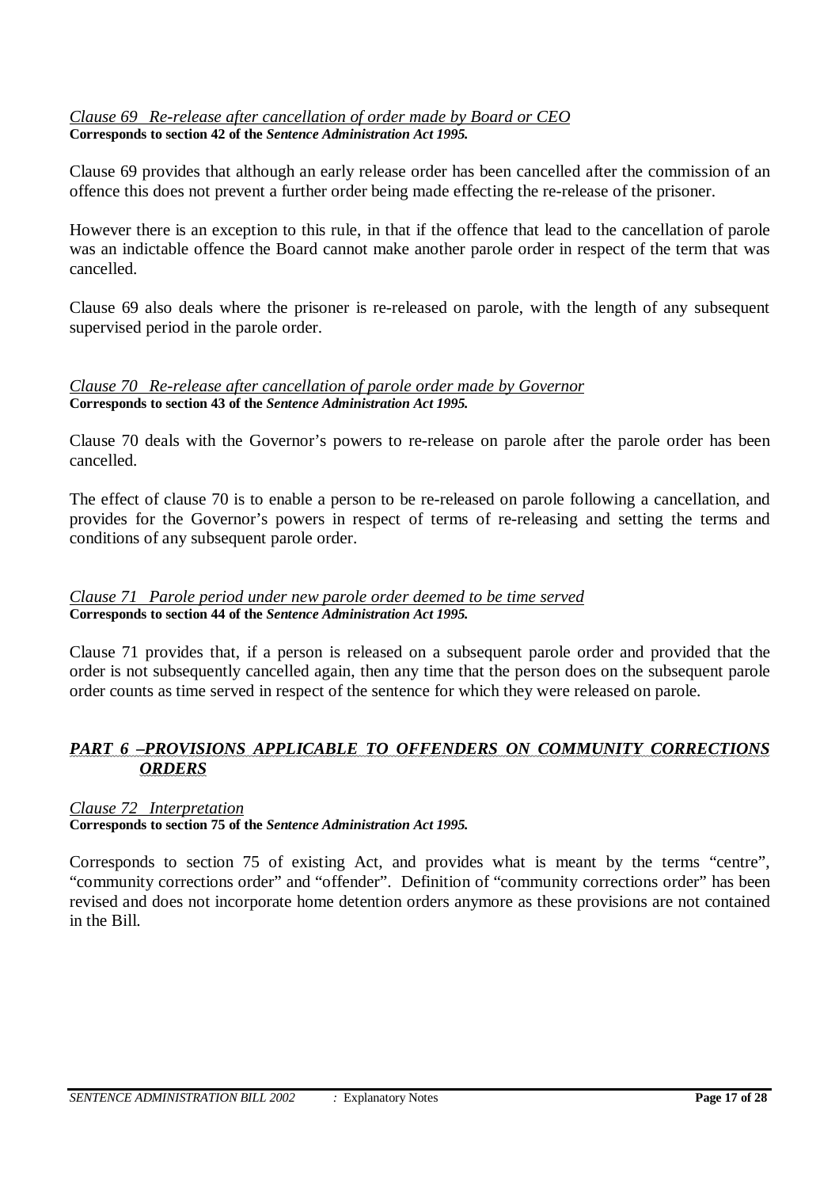*Clause 69 Re-release after cancellation of order made by Board or CEO*
**Corresponds to section 42 of the *Sentence Administration Act 1995.***

Clause 69 provides that although an early release order has been cancelled after the commission of an offence this does not prevent a further order being made effecting the re-release of the prisoner.

However there is an exception to this rule, in that if the offence that lead to the cancellation of parole was an indictable offence the Board cannot make another parole order in respect of the term that was cancelled.

Clause 69 also deals where the prisoner is re-released on parole, with the length of any subsequent supervised period in the parole order.

*Clause 70 Re-release after cancellation of parole order made by Governor*
**Corresponds to section 43 of the *Sentence Administration Act 1995.***

Clause 70 deals with the Governor's powers to re-release on parole after the parole order has been cancelled.

The effect of clause 70 is to enable a person to be re-released on parole following a cancellation, and provides for the Governor's powers in respect of terms of re-releasing and setting the terms and conditions of any subsequent parole order.

*Clause 71 Parole period under new parole order deemed to be time served*
**Corresponds to section 44 of the *Sentence Administration Act 1995.***

Clause 71 provides that, if a person is released on a subsequent parole order and provided that the order is not subsequently cancelled again, then any time that the person does on the subsequent parole order counts as time served in respect of the sentence for which they were released on parole.

## ***PART 6 –PROVISIONS APPLICABLE TO OFFENDERS ON COMMUNITY CORRECTIONS ORDERS***

*Clause 72 Interpretation*
**Corresponds to section 75 of the *Sentence Administration Act 1995.***

Corresponds to section 75 of existing Act, and provides what is meant by the terms "centre", "community corrections order" and "offender". Definition of "community corrections order" has been revised and does not incorporate home detention orders anymore as these provisions are not contained in the Bill.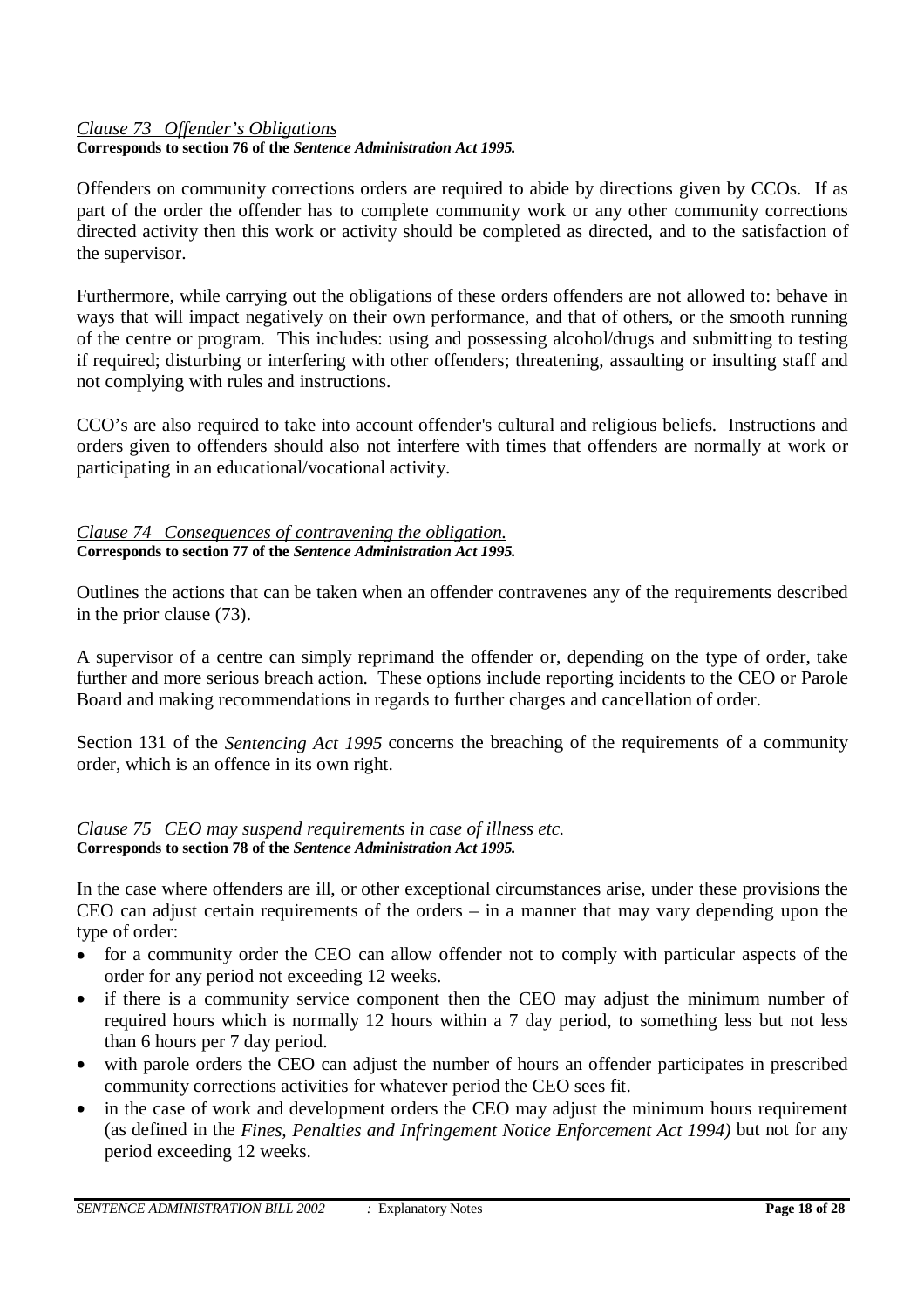*Clause 73 Offender's Obligations*
**Corresponds to section 76 of the *Sentence Administration Act 1995.***

Offenders on community corrections orders are required to abide by directions given by CCOs. If as part of the order the offender has to complete community work or any other community corrections directed activity then this work or activity should be completed as directed, and to the satisfaction of the supervisor.

Furthermore, while carrying out the obligations of these orders offenders are not allowed to: behave in ways that will impact negatively on their own performance, and that of others, or the smooth running of the centre or program. This includes: using and possessing alcohol/drugs and submitting to testing if required; disturbing or interfering with other offenders; threatening, assaulting or insulting staff and not complying with rules and instructions.

CCO's are also required to take into account offender's cultural and religious beliefs. Instructions and orders given to offenders should also not interfere with times that offenders are normally at work or participating in an educational/vocational activity.

*Clause 74 Consequences of contravening the obligation.*
**Corresponds to section 77 of the *Sentence Administration Act 1995.***

Outlines the actions that can be taken when an offender contravenes any of the requirements described in the prior clause (73).

A supervisor of a centre can simply reprimand the offender or, depending on the type of order, take further and more serious breach action. These options include reporting incidents to the CEO or Parole Board and making recommendations in regards to further charges and cancellation of order.

Section 131 of the *Sentencing Act 1995* concerns the breaching of the requirements of a community order, which is an offence in its own right.

*Clause 75 CEO may suspend requirements in case of illness etc.*
**Corresponds to section 78 of the *Sentence Administration Act 1995.***

In the case where offenders are ill, or other exceptional circumstances arise, under these provisions the CEO can adjust certain requirements of the orders – in a manner that may vary depending upon the type of order:

- for a community order the CEO can allow offender not to comply with particular aspects of the order for any period not exceeding 12 weeks.
- if there is a community service component then the CEO may adjust the minimum number of required hours which is normally 12 hours within a 7 day period, to something less but not less than 6 hours per 7 day period.
- with parole orders the CEO can adjust the number of hours an offender participates in prescribed community corrections activities for whatever period the CEO sees fit.
- in the case of work and development orders the CEO may adjust the minimum hours requirement (as defined in the *Fines, Penalties and Infringement Notice Enforcement Act 1994)* but not for any period exceeding 12 weeks.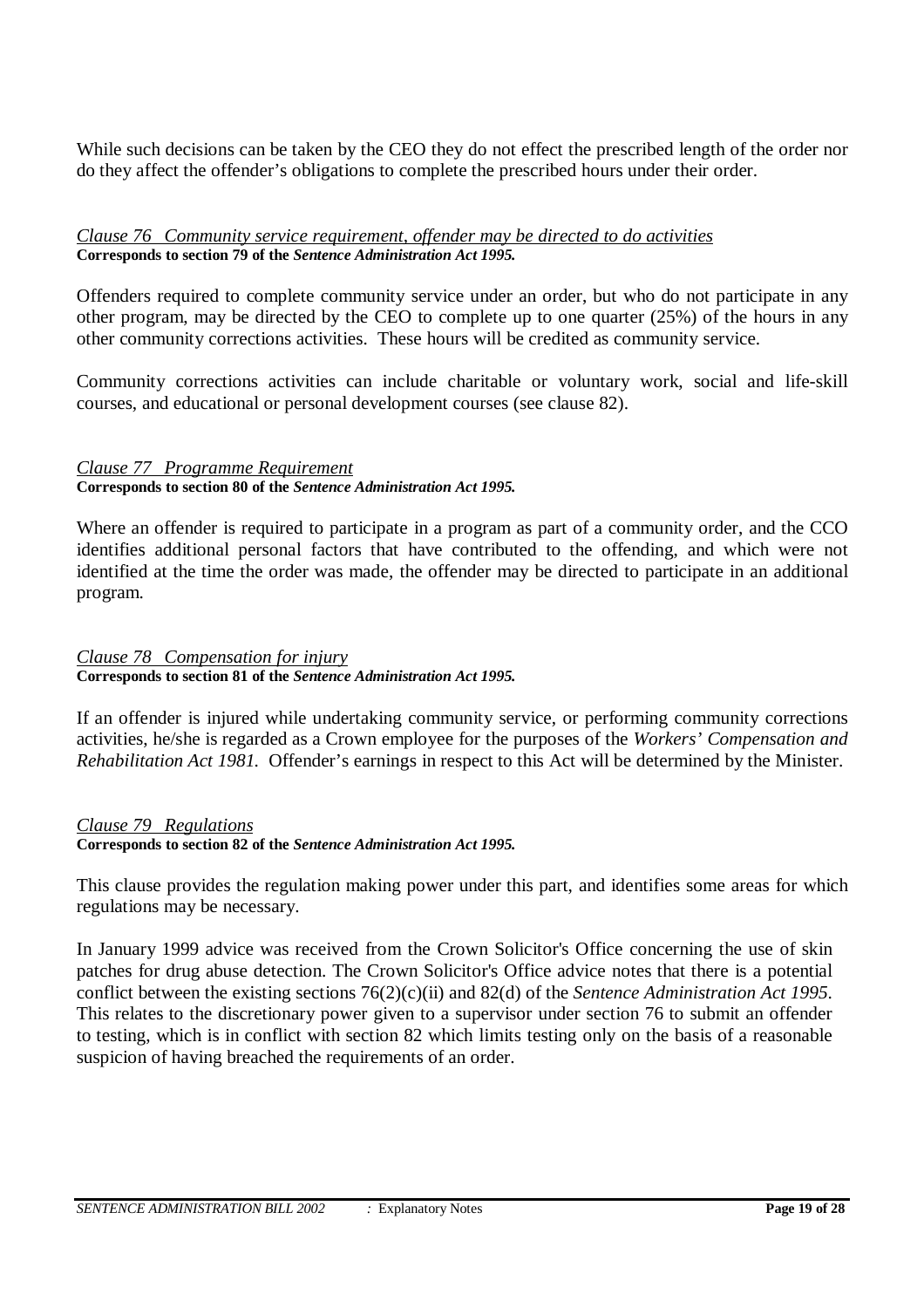While such decisions can be taken by the CEO they do not effect the prescribed length of the order nor do they affect the offender's obligations to complete the prescribed hours under their order.

*Clause 76 Community service requirement, offender may be directed to do activities*
**Corresponds to section 79 of the *Sentence Administration Act 1995.***

Offenders required to complete community service under an order, but who do not participate in any other program, may be directed by the CEO to complete up to one quarter (25%) of the hours in any other community corrections activities. These hours will be credited as community service.

Community corrections activities can include charitable or voluntary work, social and life-skill courses, and educational or personal development courses (see clause 82).

*Clause 77 Programme Requirement*
**Corresponds to section 80 of the *Sentence Administration Act 1995.***

Where an offender is required to participate in a program as part of a community order, and the CCO identifies additional personal factors that have contributed to the offending, and which were not identified at the time the order was made, the offender may be directed to participate in an additional program.

*Clause 78 Compensation for injury*
**Corresponds to section 81 of the *Sentence Administration Act 1995.***

If an offender is injured while undertaking community service, or performing community corrections activities, he/she is regarded as a Crown employee for the purposes of the *Workers' Compensation and Rehabilitation Act 1981.* Offender's earnings in respect to this Act will be determined by the Minister.

*Clause 79 Regulations*
**Corresponds to section 82 of the *Sentence Administration Act 1995.***

This clause provides the regulation making power under this part, and identifies some areas for which regulations may be necessary.

In January 1999 advice was received from the Crown Solicitor's Office concerning the use of skin patches for drug abuse detection. The Crown Solicitor's Office advice notes that there is a potential conflict between the existing sections 76(2)(c)(ii) and 82(d) of the *Sentence Administration Act 1995*. This relates to the discretionary power given to a supervisor under section 76 to submit an offender to testing, which is in conflict with section 82 which limits testing only on the basis of a reasonable suspicion of having breached the requirements of an order.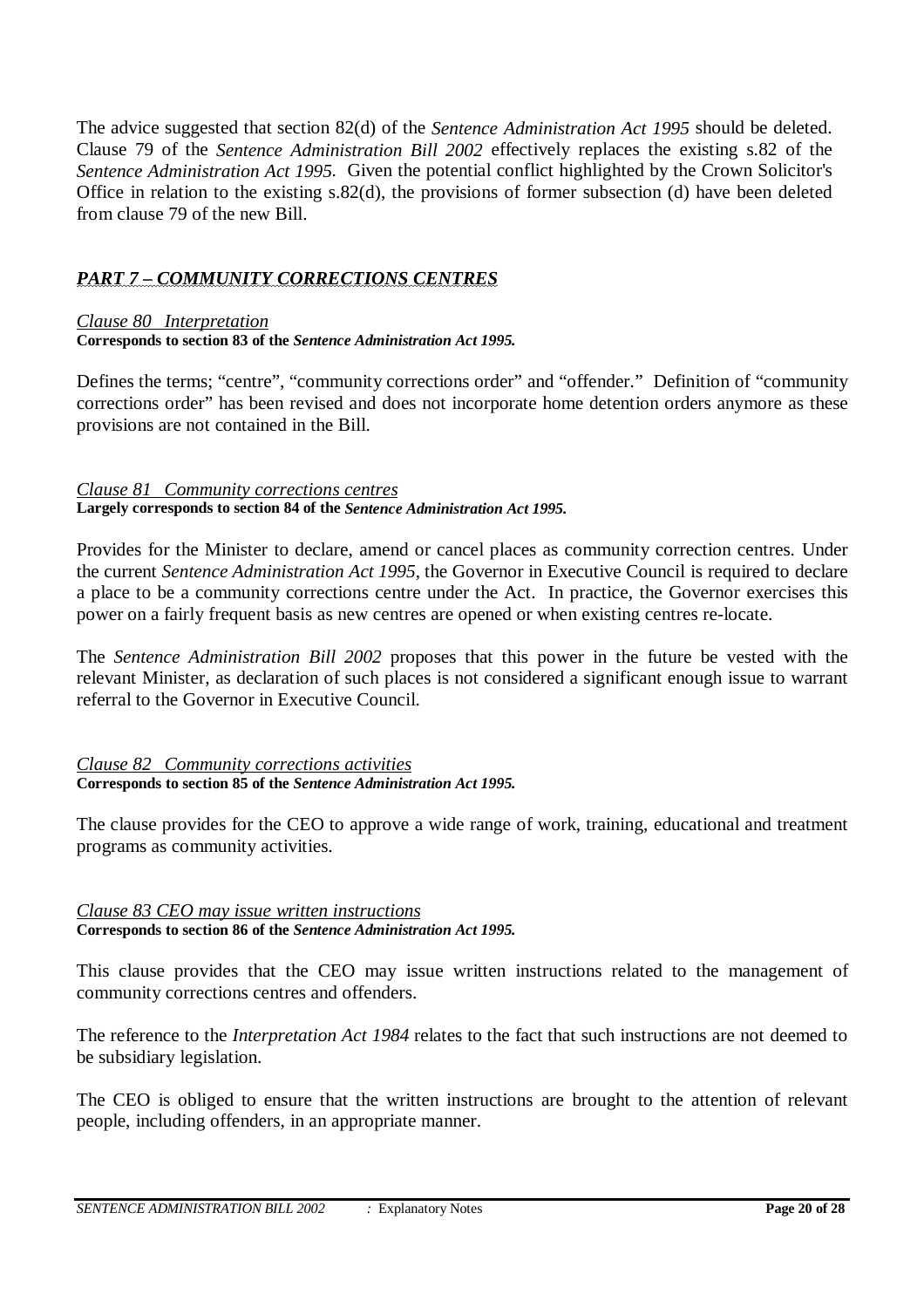The advice suggested that section 82(d) of the *Sentence Administration Act 1995* should be deleted. Clause 79 of the *Sentence Administration Bill 2002* effectively replaces the existing s.82 of the *Sentence Administration Act 1995.* Given the potential conflict highlighted by the Crown Solicitor's Office in relation to the existing s.82(d), the provisions of former subsection (d) have been deleted from clause 79 of the new Bill.

## *PART 7 – COMMUNITY CORRECTIONS CENTRES*

*Clause 80 Interpretation*
**Corresponds to section 83 of the *Sentence Administration Act 1995.***

Defines the terms; "centre", "community corrections order" and "offender." Definition of "community corrections order" has been revised and does not incorporate home detention orders anymore as these provisions are not contained in the Bill.

*Clause 81 Community corrections centres*
**Largely corresponds to section 84 of the *Sentence Administration Act 1995.***

Provides for the Minister to declare, amend or cancel places as community correction centres. Under the current *Sentence Administration Act 1995*, the Governor in Executive Council is required to declare a place to be a community corrections centre under the Act. In practice, the Governor exercises this power on a fairly frequent basis as new centres are opened or when existing centres re-locate.

The *Sentence Administration Bill 2002* proposes that this power in the future be vested with the relevant Minister, as declaration of such places is not considered a significant enough issue to warrant referral to the Governor in Executive Council.

*Clause 82 Community corrections activities*
**Corresponds to section 85 of the *Sentence Administration Act 1995.***

The clause provides for the CEO to approve a wide range of work, training, educational and treatment programs as community activities.

*Clause 83 CEO may issue written instructions*
**Corresponds to section 86 of the *Sentence Administration Act 1995.***

This clause provides that the CEO may issue written instructions related to the management of community corrections centres and offenders.

The reference to the *Interpretation Act 1984* relates to the fact that such instructions are not deemed to be subsidiary legislation.

The CEO is obliged to ensure that the written instructions are brought to the attention of relevant people, including offenders, in an appropriate manner.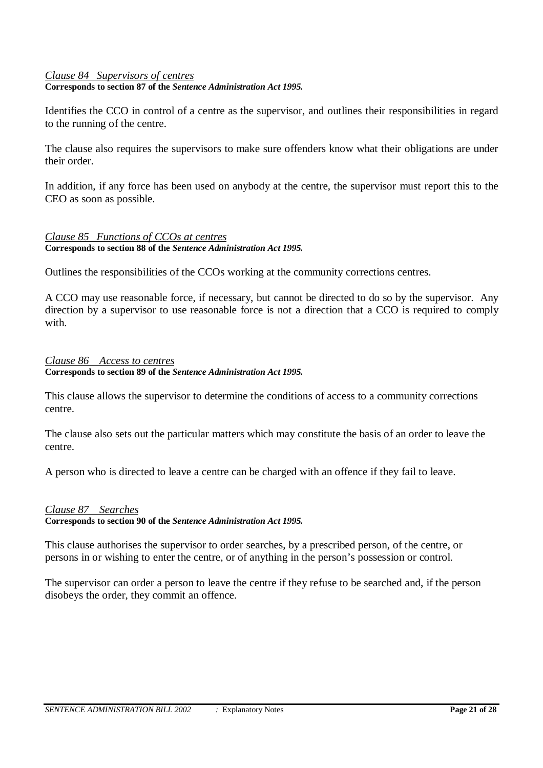*Clause 84 Supervisors of centres*
**Corresponds to section 87 of the *Sentence Administration Act 1995.***

Identifies the CCO in control of a centre as the supervisor, and outlines their responsibilities in regard to the running of the centre.

The clause also requires the supervisors to make sure offenders know what their obligations are under their order.

In addition, if any force has been used on anybody at the centre, the supervisor must report this to the CEO as soon as possible.

*Clause 85 Functions of CCOs at centres*
**Corresponds to section 88 of the *Sentence Administration Act 1995.***

Outlines the responsibilities of the CCOs working at the community corrections centres.

A CCO may use reasonable force, if necessary, but cannot be directed to do so by the supervisor. Any direction by a supervisor to use reasonable force is not a direction that a CCO is required to comply with.

*Clause 86 Access to centres*
**Corresponds to section 89 of the *Sentence Administration Act 1995.***

This clause allows the supervisor to determine the conditions of access to a community corrections centre.

The clause also sets out the particular matters which may constitute the basis of an order to leave the centre.

A person who is directed to leave a centre can be charged with an offence if they fail to leave.

*Clause 87 Searches*
**Corresponds to section 90 of the *Sentence Administration Act 1995.***

This clause authorises the supervisor to order searches, by a prescribed person, of the centre, or persons in or wishing to enter the centre, or of anything in the person's possession or control.

The supervisor can order a person to leave the centre if they refuse to be searched and, if the person disobeys the order, they commit an offence.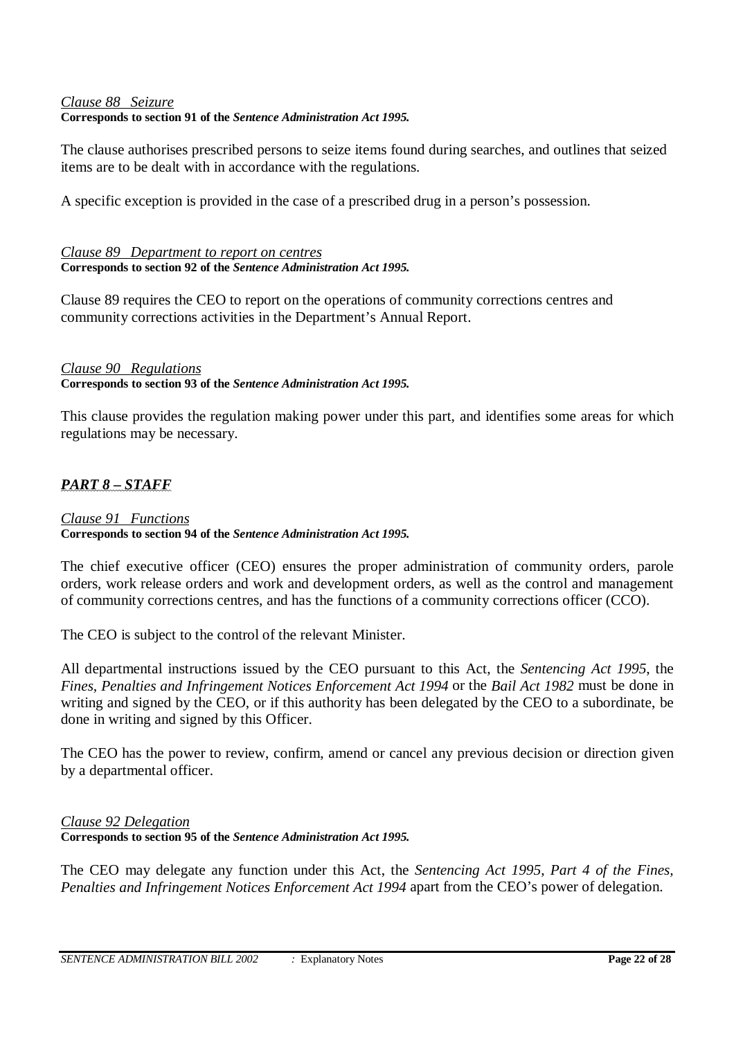*Clause 88 Seizure*
**Corresponds to section 91 of the *Sentence Administration Act 1995.***

The clause authorises prescribed persons to seize items found during searches, and outlines that seized items are to be dealt with in accordance with the regulations.

A specific exception is provided in the case of a prescribed drug in a person's possession.

*Clause 89 Department to report on centres*
**Corresponds to section 92 of the *Sentence Administration Act 1995.***

Clause 89 requires the CEO to report on the operations of community corrections centres and community corrections activities in the Department's Annual Report.

*Clause 90 Regulations*
**Corresponds to section 93 of the *Sentence Administration Act 1995.***

This clause provides the regulation making power under this part, and identifies some areas for which regulations may be necessary.

## *PART 8 – STAFF*

*Clause 91 Functions*
**Corresponds to section 94 of the *Sentence Administration Act 1995.***

The chief executive officer (CEO) ensures the proper administration of community orders, parole orders, work release orders and work and development orders, as well as the control and management of community corrections centres, and has the functions of a community corrections officer (CCO).

The CEO is subject to the control of the relevant Minister.

All departmental instructions issued by the CEO pursuant to this Act, the *Sentencing Act 1995*, the *Fines, Penalties and Infringement Notices Enforcement Act 1994* or the *Bail Act 1982* must be done in writing and signed by the CEO, or if this authority has been delegated by the CEO to a subordinate, be done in writing and signed by this Officer.

The CEO has the power to review, confirm, amend or cancel any previous decision or direction given by a departmental officer.

*Clause 92 Delegation*
**Corresponds to section 95 of the *Sentence Administration Act 1995.***

The CEO may delegate any function under this Act, the *Sentencing Act 1995, Part 4 of the Fines, Penalties and Infringement Notices Enforcement Act 1994* apart from the CEO's power of delegation.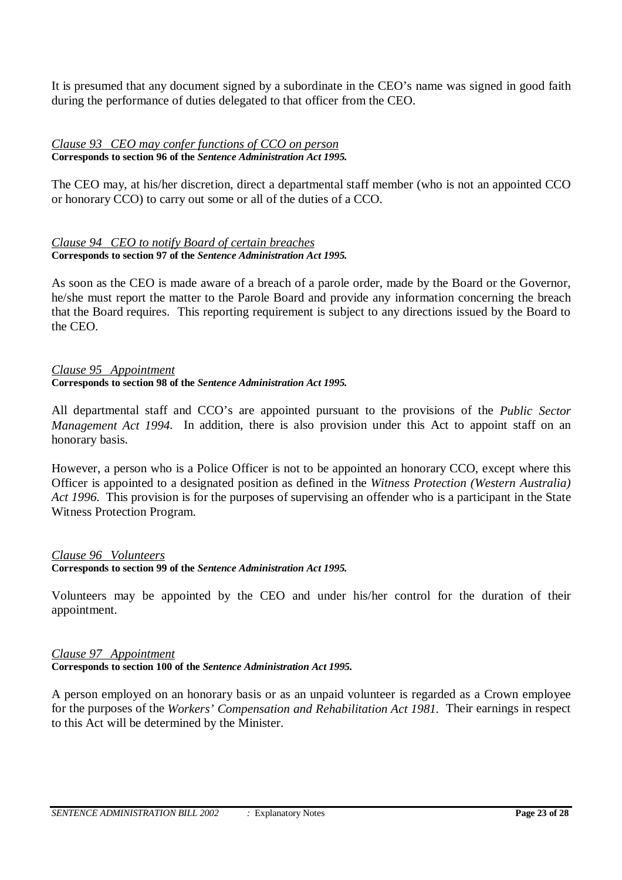It is presumed that any document signed by a subordinate in the CEO's name was signed in good faith during the performance of duties delegated to that officer from the CEO.

*Clause 93 CEO may confer functions of CCO on person*
**Corresponds to section 96 of the *Sentence Administration Act 1995.***

The CEO may, at his/her discretion, direct a departmental staff member (who is not an appointed CCO or honorary CCO) to carry out some or all of the duties of a CCO.

*Clause 94 CEO to notify Board of certain breaches*
**Corresponds to section 97 of the *Sentence Administration Act 1995.***

As soon as the CEO is made aware of a breach of a parole order, made by the Board or the Governor, he/she must report the matter to the Parole Board and provide any information concerning the breach that the Board requires. This reporting requirement is subject to any directions issued by the Board to the CEO.

*Clause 95 Appointment*
**Corresponds to section 98 of the *Sentence Administration Act 1995.***

All departmental staff and CCO's are appointed pursuant to the provisions of the *Public Sector Management Act 1994.* In addition, there is also provision under this Act to appoint staff on an honorary basis.

However, a person who is a Police Officer is not to be appointed an honorary CCO, except where this Officer is appointed to a designated position as defined in the *Witness Protection (Western Australia) Act 1996.* This provision is for the purposes of supervising an offender who is a participant in the State Witness Protection Program.

*Clause 96 Volunteers*
**Corresponds to section 99 of the *Sentence Administration Act 1995.***

Volunteers may be appointed by the CEO and under his/her control for the duration of their appointment.

*Clause 97 Appointment*
**Corresponds to section 100 of the *Sentence Administration Act 1995.***

A person employed on an honorary basis or as an unpaid volunteer is regarded as a Crown employee for the purposes of the *Workers' Compensation and Rehabilitation Act 1981.* Their earnings in respect to this Act will be determined by the Minister.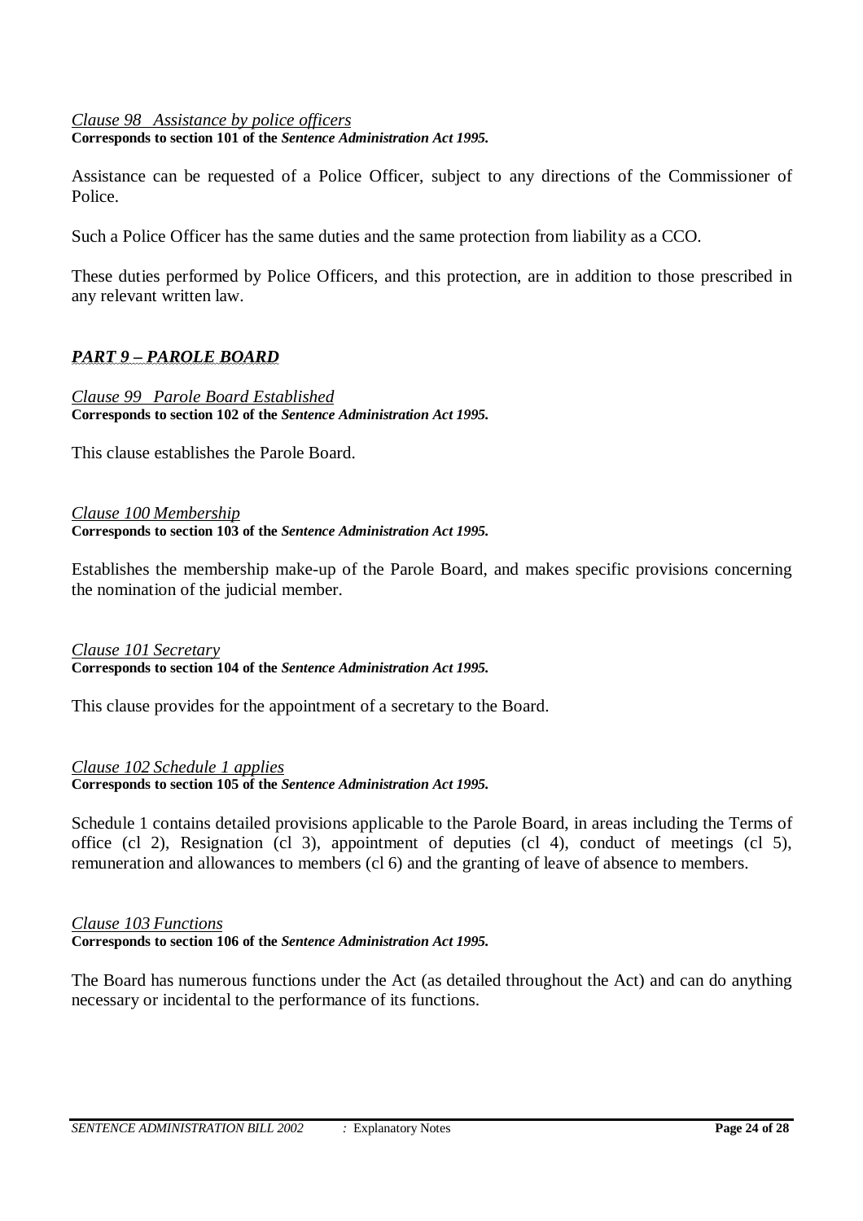*Clause 98 Assistance by police officers*
**Corresponds to section 101 of the *Sentence Administration Act 1995.***

Assistance can be requested of a Police Officer, subject to any directions of the Commissioner of Police.

Such a Police Officer has the same duties and the same protection from liability as a CCO.

These duties performed by Police Officers, and this protection, are in addition to those prescribed in any relevant written law.

## *PART 9 – PAROLE BOARD*

*Clause 99 Parole Board Established*
**Corresponds to section 102 of the *Sentence Administration Act 1995.***

This clause establishes the Parole Board.

*Clause 100 Membership*
**Corresponds to section 103 of the *Sentence Administration Act 1995.***

Establishes the membership make-up of the Parole Board, and makes specific provisions concerning the nomination of the judicial member.

*Clause 101 Secretary*
**Corresponds to section 104 of the *Sentence Administration Act 1995.***

This clause provides for the appointment of a secretary to the Board.

*Clause 102 Schedule 1 applies*
**Corresponds to section 105 of the *Sentence Administration Act 1995.***

Schedule 1 contains detailed provisions applicable to the Parole Board, in areas including the Terms of office (cl 2), Resignation (cl 3), appointment of deputies (cl 4), conduct of meetings (cl 5), remuneration and allowances to members (cl 6) and the granting of leave of absence to members.

*Clause 103 Functions*
**Corresponds to section 106 of the *Sentence Administration Act 1995.***

The Board has numerous functions under the Act (as detailed throughout the Act) and can do anything necessary or incidental to the performance of its functions.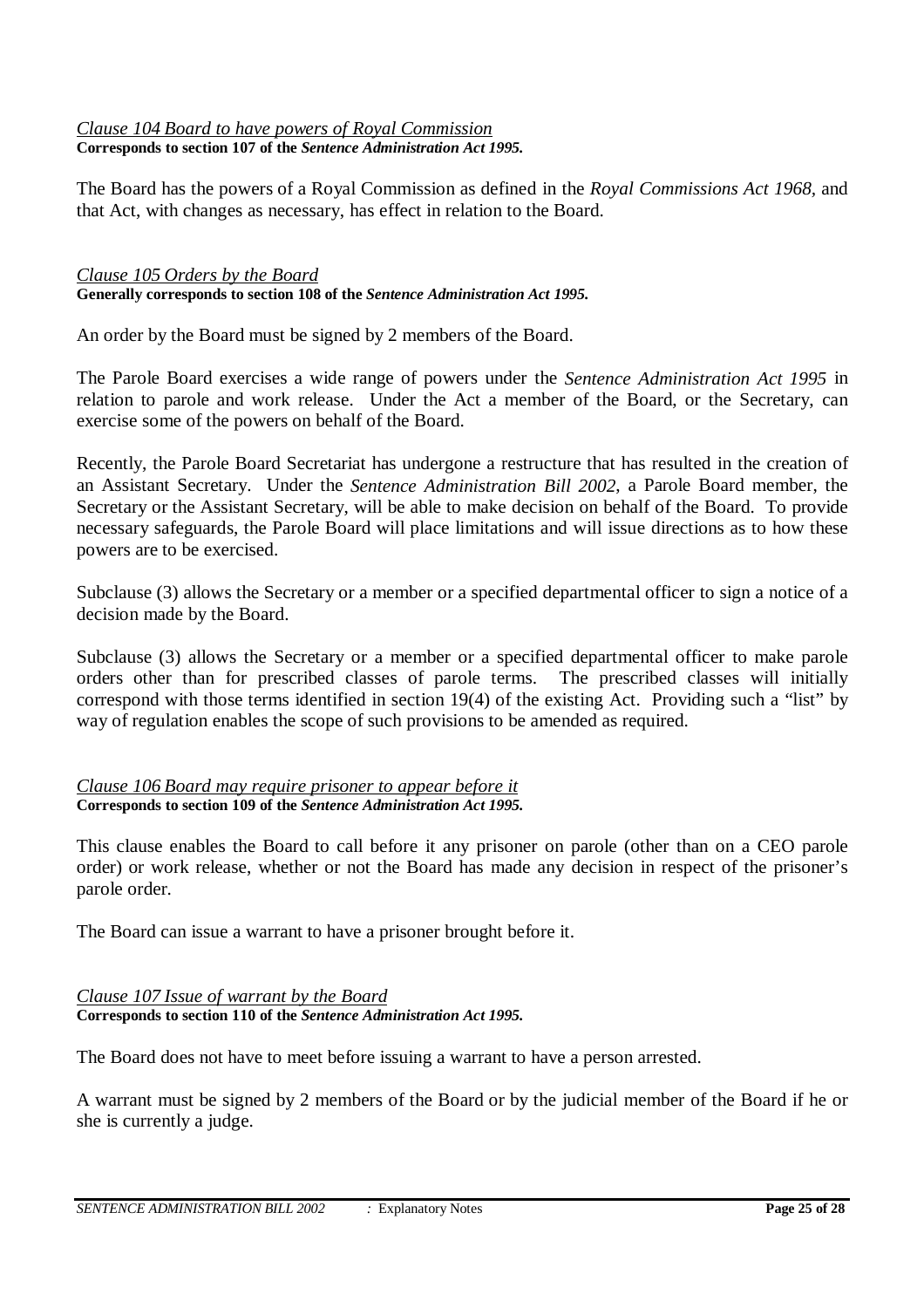*Clause 104 Board to have powers of Royal Commission*
**Corresponds to section 107 of the *Sentence Administration Act 1995.***

The Board has the powers of a Royal Commission as defined in the *Royal Commissions Act 1968*, and that Act, with changes as necessary, has effect in relation to the Board.

*Clause 105 Orders by the Board*
**Generally corresponds to section 108 of the *Sentence Administration Act 1995.***

An order by the Board must be signed by 2 members of the Board.

The Parole Board exercises a wide range of powers under the *Sentence Administration Act 1995* in relation to parole and work release. Under the Act a member of the Board, or the Secretary, can exercise some of the powers on behalf of the Board.

Recently, the Parole Board Secretariat has undergone a restructure that has resulted in the creation of an Assistant Secretary. Under the *Sentence Administration Bill 2002*, a Parole Board member, the Secretary or the Assistant Secretary, will be able to make decision on behalf of the Board. To provide necessary safeguards, the Parole Board will place limitations and will issue directions as to how these powers are to be exercised.

Subclause (3) allows the Secretary or a member or a specified departmental officer to sign a notice of a decision made by the Board.

Subclause (3) allows the Secretary or a member or a specified departmental officer to make parole orders other than for prescribed classes of parole terms. The prescribed classes will initially correspond with those terms identified in section 19(4) of the existing Act. Providing such a "list" by way of regulation enables the scope of such provisions to be amended as required.

*Clause 106 Board may require prisoner to appear before it*
**Corresponds to section 109 of the *Sentence Administration Act 1995.***

This clause enables the Board to call before it any prisoner on parole (other than on a CEO parole order) or work release, whether or not the Board has made any decision in respect of the prisoner's parole order.

The Board can issue a warrant to have a prisoner brought before it.

*Clause 107 Issue of warrant by the Board*
**Corresponds to section 110 of the *Sentence Administration Act 1995.***

The Board does not have to meet before issuing a warrant to have a person arrested.

A warrant must be signed by 2 members of the Board or by the judicial member of the Board if he or she is currently a judge.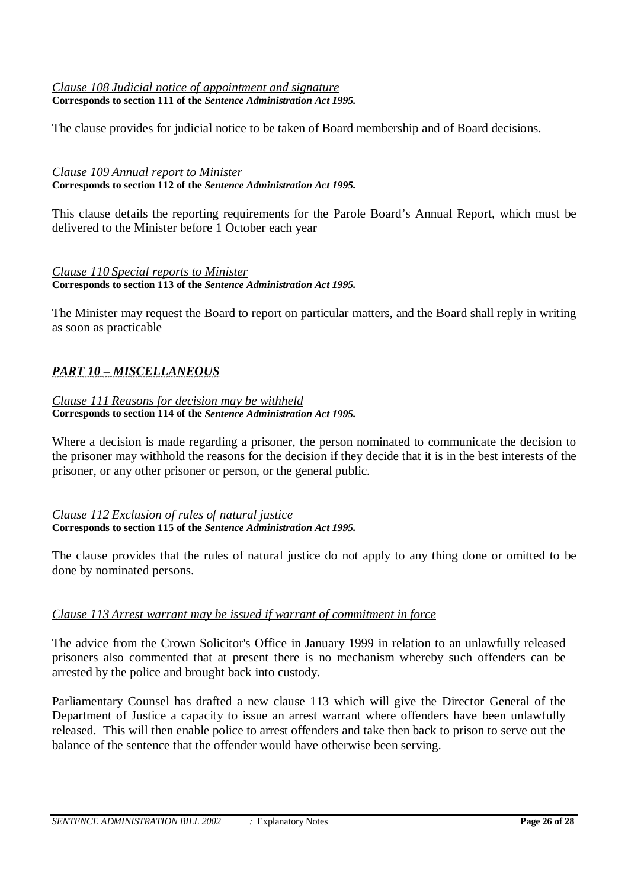*Clause 108 Judicial notice of appointment and signature*
**Corresponds to section 111 of the *Sentence Administration Act 1995.***

The clause provides for judicial notice to be taken of Board membership and of Board decisions.

*Clause 109 Annual report to Minister*
**Corresponds to section 112 of the *Sentence Administration Act 1995.***

This clause details the reporting requirements for the Parole Board's Annual Report, which must be delivered to the Minister before 1 October each year

*Clause 110 Special reports to Minister*
**Corresponds to section 113 of the *Sentence Administration Act 1995.***

The Minister may request the Board to report on particular matters, and the Board shall reply in writing as soon as practicable

## *PART 10 – MISCELLANEOUS*

*Clause 111 Reasons for decision may be withheld*
**Corresponds to section 114 of the *Sentence Administration Act 1995.***

Where a decision is made regarding a prisoner, the person nominated to communicate the decision to the prisoner may withhold the reasons for the decision if they decide that it is in the best interests of the prisoner, or any other prisoner or person, or the general public.

*Clause 112 Exclusion of rules of natural justice*
**Corresponds to section 115 of the *Sentence Administration Act 1995.***

The clause provides that the rules of natural justice do not apply to any thing done or omitted to be done by nominated persons.

*Clause 113 Arrest warrant may be issued if warrant of commitment in force*

The advice from the Crown Solicitor's Office in January 1999 in relation to an unlawfully released prisoners also commented that at present there is no mechanism whereby such offenders can be arrested by the police and brought back into custody.

Parliamentary Counsel has drafted a new clause 113 which will give the Director General of the Department of Justice a capacity to issue an arrest warrant where offenders have been unlawfully released. This will then enable police to arrest offenders and take then back to prison to serve out the balance of the sentence that the offender would have otherwise been serving.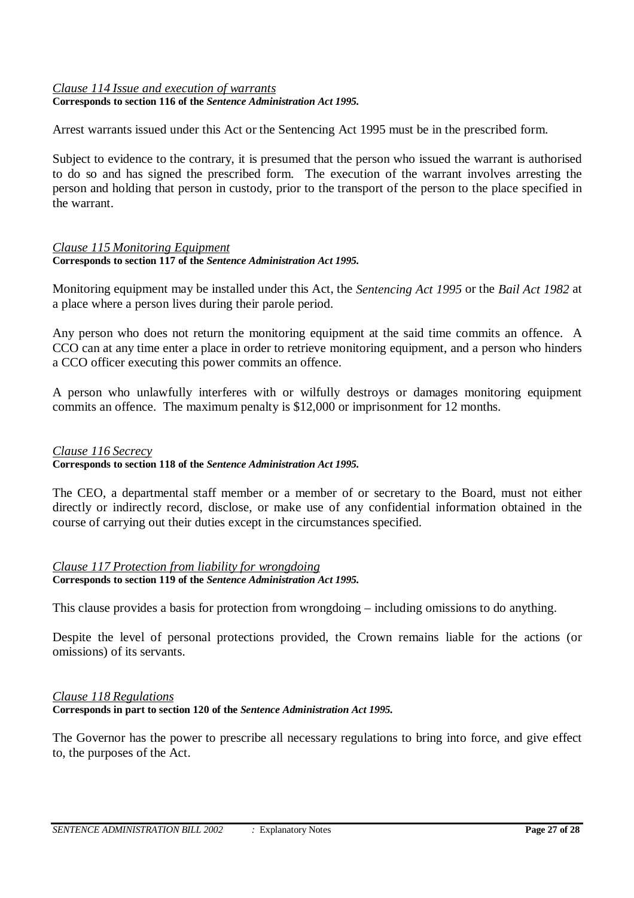*Clause 114 Issue and execution of warrants*
**Corresponds to section 116 of the *Sentence Administration Act 1995.***

Arrest warrants issued under this Act or the Sentencing Act 1995 must be in the prescribed form.

Subject to evidence to the contrary, it is presumed that the person who issued the warrant is authorised to do so and has signed the prescribed form. The execution of the warrant involves arresting the person and holding that person in custody, prior to the transport of the person to the place specified in the warrant.

*Clause 115 Monitoring Equipment*
**Corresponds to section 117 of the *Sentence Administration Act 1995.***

Monitoring equipment may be installed under this Act, the *Sentencing Act 1995* or the *Bail Act 1982* at a place where a person lives during their parole period.

Any person who does not return the monitoring equipment at the said time commits an offence. A CCO can at any time enter a place in order to retrieve monitoring equipment, and a person who hinders a CCO officer executing this power commits an offence.

A person who unlawfully interferes with or wilfully destroys or damages monitoring equipment commits an offence. The maximum penalty is $12,000 or imprisonment for 12 months.

*Clause 116 Secrecy*
**Corresponds to section 118 of the *Sentence Administration Act 1995.***

The CEO, a departmental staff member or a member of or secretary to the Board, must not either directly or indirectly record, disclose, or make use of any confidential information obtained in the course of carrying out their duties except in the circumstances specified.

*Clause 117 Protection from liability for wrongdoing*
**Corresponds to section 119 of the *Sentence Administration Act 1995.***

This clause provides a basis for protection from wrongdoing – including omissions to do anything.

Despite the level of personal protections provided, the Crown remains liable for the actions (or omissions) of its servants.

*Clause 118 Regulations*
**Corresponds in part to section 120 of the *Sentence Administration Act 1995.***

The Governor has the power to prescribe all necessary regulations to bring into force, and give effect to, the purposes of the Act.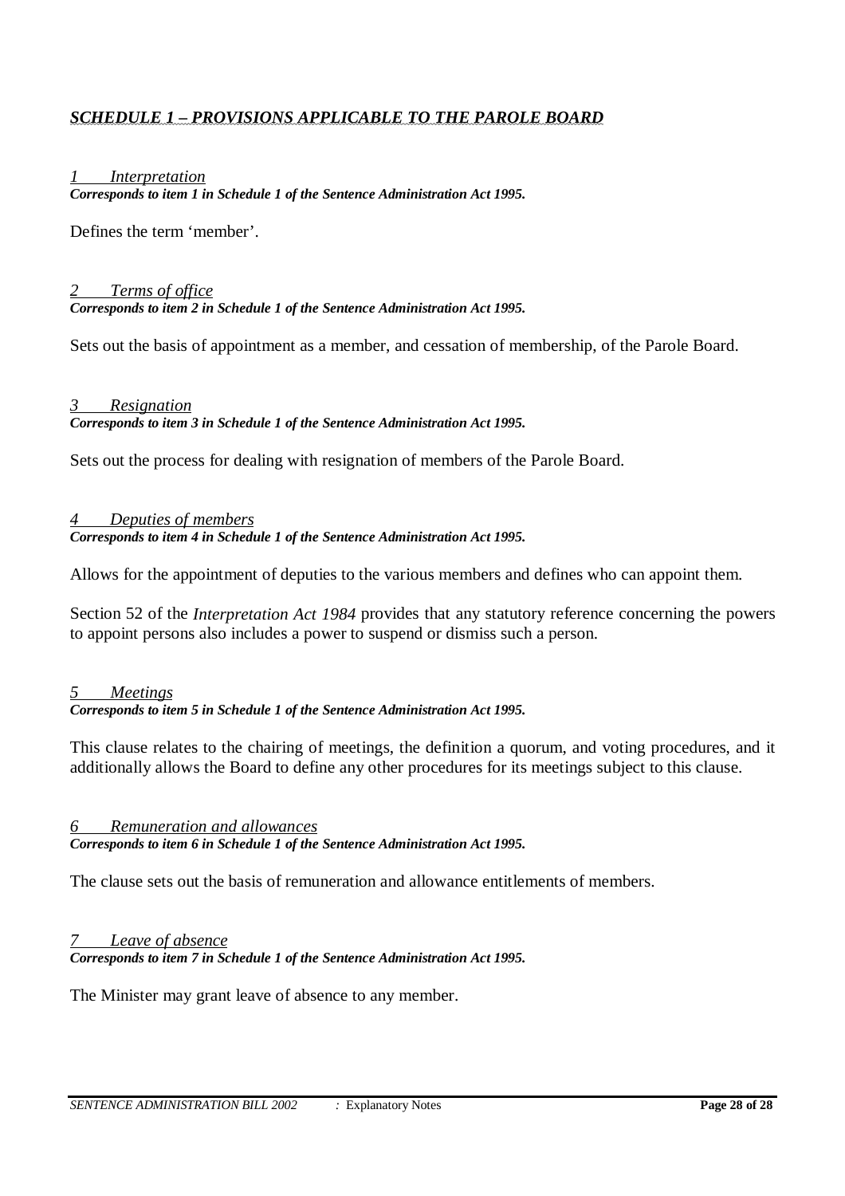## *SCHEDULE 1 – PROVISIONS APPLICABLE TO THE PAROLE BOARD*

*1 Interpretation*
***Corresponds to item 1 in Schedule 1 of the Sentence Administration Act 1995.***

Defines the term ‘member’.

*2 Terms of office*
***Corresponds to item 2 in Schedule 1 of the Sentence Administration Act 1995.***

Sets out the basis of appointment as a member, and cessation of membership, of the Parole Board.

*3 Resignation*
***Corresponds to item 3 in Schedule 1 of the Sentence Administration Act 1995.***

Sets out the process for dealing with resignation of members of the Parole Board.

*4 Deputies of members*
***Corresponds to item 4 in Schedule 1 of the Sentence Administration Act 1995.***

Allows for the appointment of deputies to the various members and defines who can appoint them.

Section 52 of the *Interpretation Act 1984* provides that any statutory reference concerning the powers to appoint persons also includes a power to suspend or dismiss such a person.

*5 Meetings*
***Corresponds to item 5 in Schedule 1 of the Sentence Administration Act 1995.***

This clause relates to the chairing of meetings, the definition a quorum, and voting procedures, and it additionally allows the Board to define any other procedures for its meetings subject to this clause.

*6 Remuneration and allowances*
***Corresponds to item 6 in Schedule 1 of the Sentence Administration Act 1995.***

The clause sets out the basis of remuneration and allowance entitlements of members.

*7 Leave of absence*
***Corresponds to item 7 in Schedule 1 of the Sentence Administration Act 1995.***

The Minister may grant leave of absence to any member.